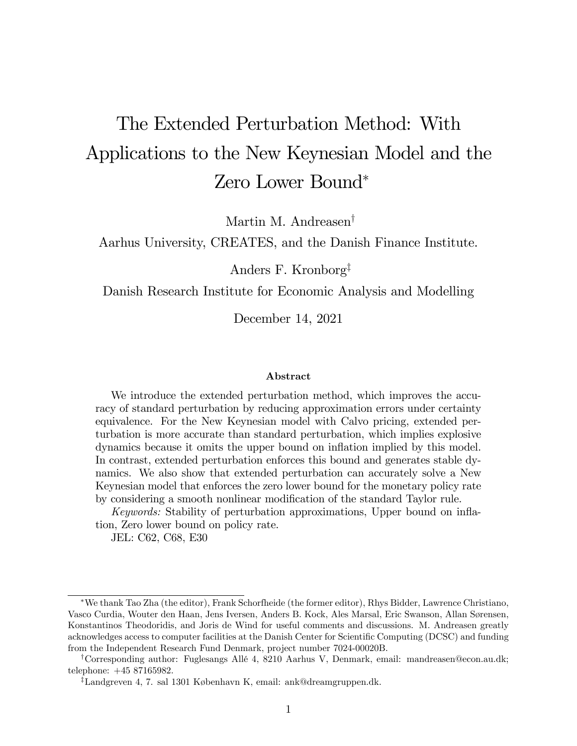# The Extended Perturbation Method: With Applications to the New Keynesian Model and the Zero Lower Bound*

Martin M. Andreasen†

Aarhus University, CREATES, and the Danish Finance Institute.

Anders F. Kronborg‡

Danish Research Institute for Economic Analysis and Modelling

December 14, 2021

### Abstract

We introduce the extended perturbation method, which improves the accuracy of standard perturbation by reducing approximation errors under certainty equivalence. For the New Keynesian model with Calvo pricing, extended perturbation is more accurate than standard perturbation, which implies explosive dynamics because it omits the upper bound on inflation implied by this model. In contrast, extended perturbation enforces this bound and generates stable dynamics. We also show that extended perturbation can accurately solve a New Keynesian model that enforces the zero lower bound for the monetary policy rate by considering a smooth nonlinear modification of the standard Taylor rule.

*Keywords:* Stability of perturbation approximations, Upper bound on inflation, Zero lower bound on policy rate.

JEL: C62, C68, E30

---

*We thank Tao Zha (the editor), Frank Schorfheide (the former editor), Rhys Bidder, Lawrence Christiano, Vasco Curdia, Wouter den Haan, Jens Iversen, Anders B. Kock, Ales Marsal, Eric Swanson, Allan Sørensen, Konstantinos Theodoridis, and Joris de Wind for useful comments and discussions. M. Andreasen greatly acknowledges access to computer facilities at the Danish Center for Scientific Computing (DCSC) and funding from the Independent Research Fund Denmark, project number 7024-00020B.

†Corresponding author: Fuglesangs Allé 4, 8210 Aarhus V, Denmark, email: mandreasen@econ.au.dk; telephone: +45 87165982.

‡Landgreven 4, 7. sal 1301 København K, email: ank@dreamgruppen.dk.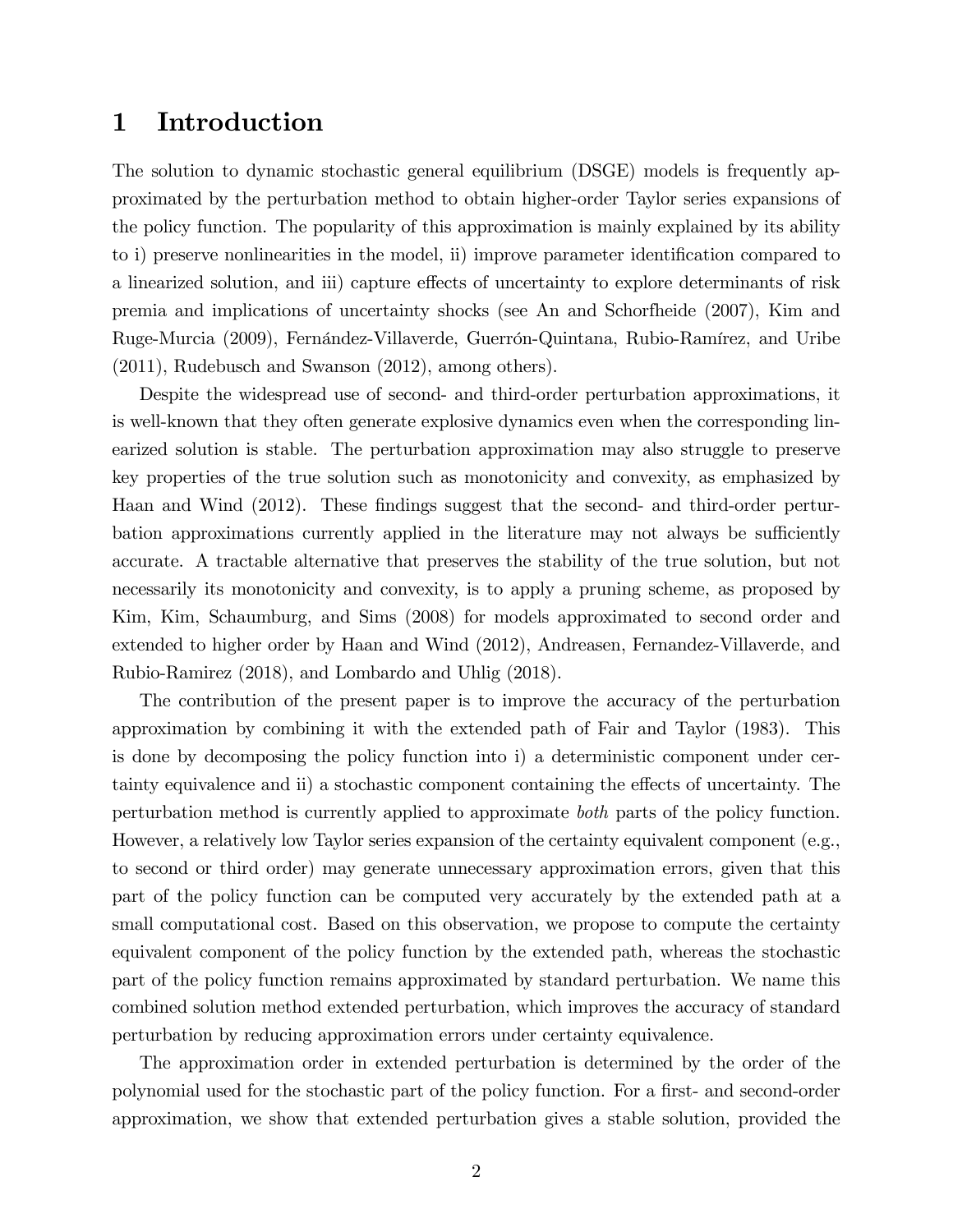# 1 Introduction

The solution to dynamic stochastic general equilibrium (DSGE) models is frequently approximated by the perturbation method to obtain higher-order Taylor series expansions of the policy function. The popularity of this approximation is mainly explained by its ability to i) preserve nonlinearities in the model, ii) improve parameter identification compared to a linearized solution, and iii) capture effects of uncertainty to explore determinants of risk premia and implications of uncertainty shocks (see An and Schorfheide (2007), Kim and Ruge-Murcia (2009), Fernández-Villaverde, Guerrón-Quintana, Rubio-Ramírez, and Uribe (2011), Rudebusch and Swanson (2012), among others).

Despite the widespread use of second- and third-order perturbation approximations, it is well-known that they often generate explosive dynamics even when the corresponding linearized solution is stable. The perturbation approximation may also struggle to preserve key properties of the true solution such as monotonicity and convexity, as emphasized by Haan and Wind (2012). These findings suggest that the second- and third-order perturbation approximations currently applied in the literature may not always be sufficiently accurate. A tractable alternative that preserves the stability of the true solution, but not necessarily its monotonicity and convexity, is to apply a pruning scheme, as proposed by Kim, Kim, Schaumburg, and Sims (2008) for models approximated to second order and extended to higher order by Haan and Wind (2012), Andreasen, Fernandez-Villaverde, and Rubio-Ramirez (2018), and Lombardo and Uhlig (2018).

The contribution of the present paper is to improve the accuracy of the perturbation approximation by combining it with the extended path of Fair and Taylor (1983). This is done by decomposing the policy function into i) a deterministic component under certainty equivalence and ii) a stochastic component containing the effects of uncertainty. The perturbation method is currently applied to approximate *both* parts of the policy function. However, a relatively low Taylor series expansion of the certainty equivalent component (e.g., to second or third order) may generate unnecessary approximation errors, given that this part of the policy function can be computed very accurately by the extended path at a small computational cost. Based on this observation, we propose to compute the certainty equivalent component of the policy function by the extended path, whereas the stochastic part of the policy function remains approximated by standard perturbation. We name this combined solution method extended perturbation, which improves the accuracy of standard perturbation by reducing approximation errors under certainty equivalence.

The approximation order in extended perturbation is determined by the order of the polynomial used for the stochastic part of the policy function. For a first- and second-order approximation, we show that extended perturbation gives a stable solution, provided the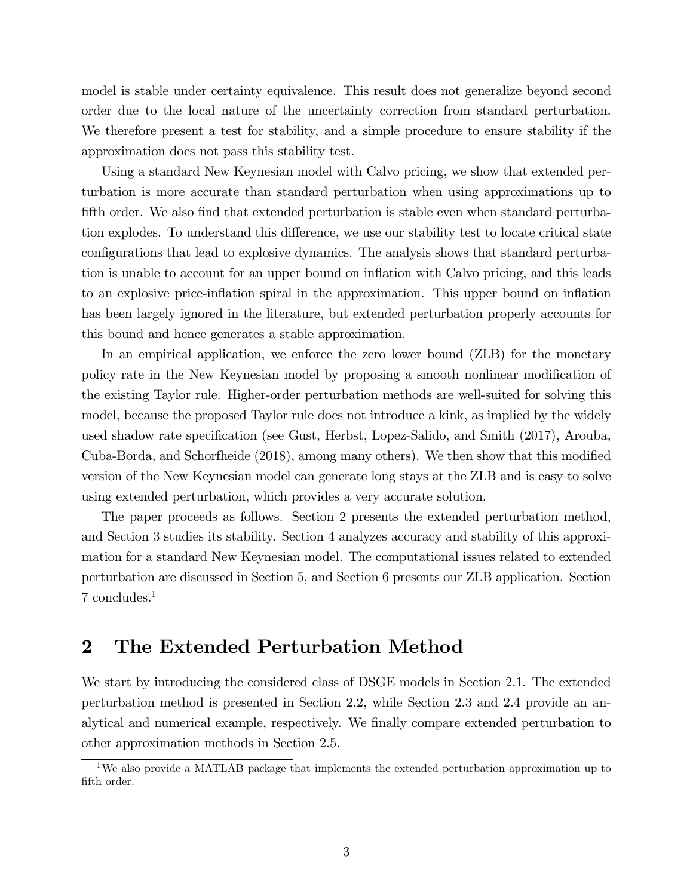model is stable under certainty equivalence. This result does not generalize beyond second order due to the local nature of the uncertainty correction from standard perturbation. We therefore present a test for stability, and a simple procedure to ensure stability if the approximation does not pass this stability test.

Using a standard New Keynesian model with Calvo pricing, we show that extended perturbation is more accurate than standard perturbation when using approximations up to fifth order. We also find that extended perturbation is stable even when standard perturbation explodes. To understand this difference, we use our stability test to locate critical state configurations that lead to explosive dynamics. The analysis shows that standard perturbation is unable to account for an upper bound on inflation with Calvo pricing, and this leads to an explosive price-inflation spiral in the approximation. This upper bound on inflation has been largely ignored in the literature, but extended perturbation properly accounts for this bound and hence generates a stable approximation.

In an empirical application, we enforce the zero lower bound (ZLB) for the monetary policy rate in the New Keynesian model by proposing a smooth nonlinear modification of the existing Taylor rule. Higher-order perturbation methods are well-suited for solving this model, because the proposed Taylor rule does not introduce a kink, as implied by the widely used shadow rate specification (see Gust, Herbst, Lopez-Salido, and Smith (2017), Arouba, Cuba-Borda, and Schorfheide (2018), among many others). We then show that this modified version of the New Keynesian model can generate long stays at the ZLB and is easy to solve using extended perturbation, which provides a very accurate solution.

The paper proceeds as follows. Section 2 presents the extended perturbation method, and Section 3 studies its stability. Section 4 analyzes accuracy and stability of this approximation for a standard New Keynesian model. The computational issues related to extended perturbation are discussed in Section 5, and Section 6 presents our ZLB application. Section 7 concludes.[1]

## 2 The Extended Perturbation Method

We start by introducing the considered class of DSGE models in Section 2.1. The extended perturbation method is presented in Section 2.2, while Section 2.3 and 2.4 provide an analytical and numerical example, respectively. We finally compare extended perturbation to other approximation methods in Section 2.5.

[1] We also provide a MATLAB package that implements the extended perturbation approximation up to fifth order.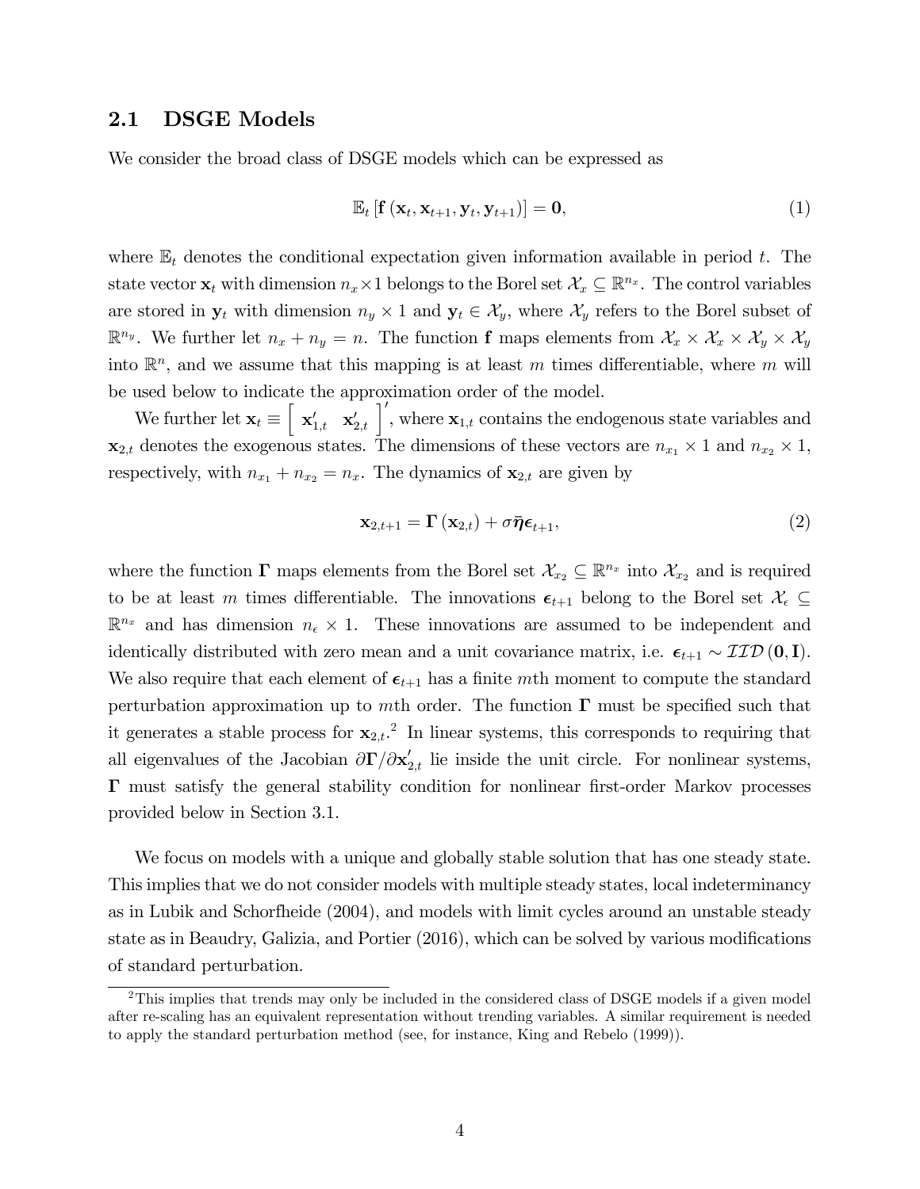## 2.1 DSGE Models

We consider the broad class of DSGE models which can be expressed as

$$\mathbb{E}_t\left[\mathbf{f}\left(\mathbf{x}_t, \mathbf{x}_{t+1}, \mathbf{y}_t, \mathbf{y}_{t+1}\right)\right] = \mathbf{0}, \tag{1}$$

where $\mathbb{E}_t$ denotes the conditional expectation given information available in period $t$. The state vector $\mathbf{x}_t$ with dimension $n_x \times 1$ belongs to the Borel set $\mathcal{X}_x \subseteq \mathbb{R}^{n_x}$. The control variables are stored in $\mathbf{y}_t$ with dimension $n_y \times 1$ and $\mathbf{y}_t \in \mathcal{X}_y$, where $\mathcal{X}_y$ refers to the Borel subset of $\mathbb{R}^{n_y}$. We further let $n_x + n_y = n$. The function $\mathbf{f}$ maps elements from $\mathcal{X}_x \times \mathcal{X}_x \times \mathcal{X}_y \times \mathcal{X}_y$ into $\mathbb{R}^n$, and we assume that this mapping is at least $m$ times differentiable, where $m$ will be used below to indicate the approximation order of the model.

We further let $\mathbf{x}_t \equiv \begin{bmatrix} \mathbf{x}'_{1,t} & \mathbf{x}'_{2,t} \end{bmatrix}'$, where $\mathbf{x}_{1,t}$ contains the endogenous state variables and $\mathbf{x}_{2,t}$ denotes the exogenous states. The dimensions of these vectors are $n_{x_1} \times 1$ and $n_{x_2} \times 1$, respectively, with $n_{x_1} + n_{x_2} = n_x$. The dynamics of $\mathbf{x}_{2,t}$ are given by

$$\mathbf{x}_{2,t+1} = \mathbf{\Gamma}\left(\mathbf{x}_{2,t}\right) + \sigma \bar{\boldsymbol{\eta}} \boldsymbol{\epsilon}_{t+1}, \tag{2}$$

where the function $\mathbf{\Gamma}$ maps elements from the Borel set $\mathcal{X}_{x_2} \subseteq \mathbb{R}^{n_x}$ into $\mathcal{X}_{x_2}$ and is required to be at least $m$ times differentiable. The innovations $\boldsymbol{\epsilon}_{t+1}$ belong to the Borel set $\mathcal{X}_\epsilon \subseteq \mathbb{R}^{n_x}$ and has dimension $n_\epsilon \times 1$. These innovations are assumed to be independent and identically distributed with zero mean and a unit covariance matrix, i.e. $\boldsymbol{\epsilon}_{t+1} \sim \mathcal{IID}\left(\mathbf{0}, \mathbf{I}\right)$. We also require that each element of $\boldsymbol{\epsilon}_{t+1}$ has a finite $m$th moment to compute the standard perturbation approximation up to $m$th order. The function $\mathbf{\Gamma}$ must be specified such that it generates a stable process for $\mathbf{x}_{2,t}$.[2] In linear systems, this corresponds to requiring that all eigenvalues of the Jacobian $\partial \mathbf{\Gamma} / \partial \mathbf{x}'_{2,t}$ lie inside the unit circle. For nonlinear systems, $\mathbf{\Gamma}$ must satisfy the general stability condition for nonlinear first-order Markov processes provided below in Section 3.1.

We focus on models with a unique and globally stable solution that has one steady state. This implies that we do not consider models with multiple steady states, local indeterminancy as in Lubik and Schorfheide (2004), and models with limit cycles around an unstable steady state as in Beaudry, Galizia, and Portier (2016), which can be solved by various modifications of standard perturbation.

[2] This implies that trends may only be included in the considered class of DSGE models if a given model after re-scaling has an equivalent representation without trending variables. A similar requirement is needed to apply the standard perturbation method (see, for instance, King and Rebelo (1999)).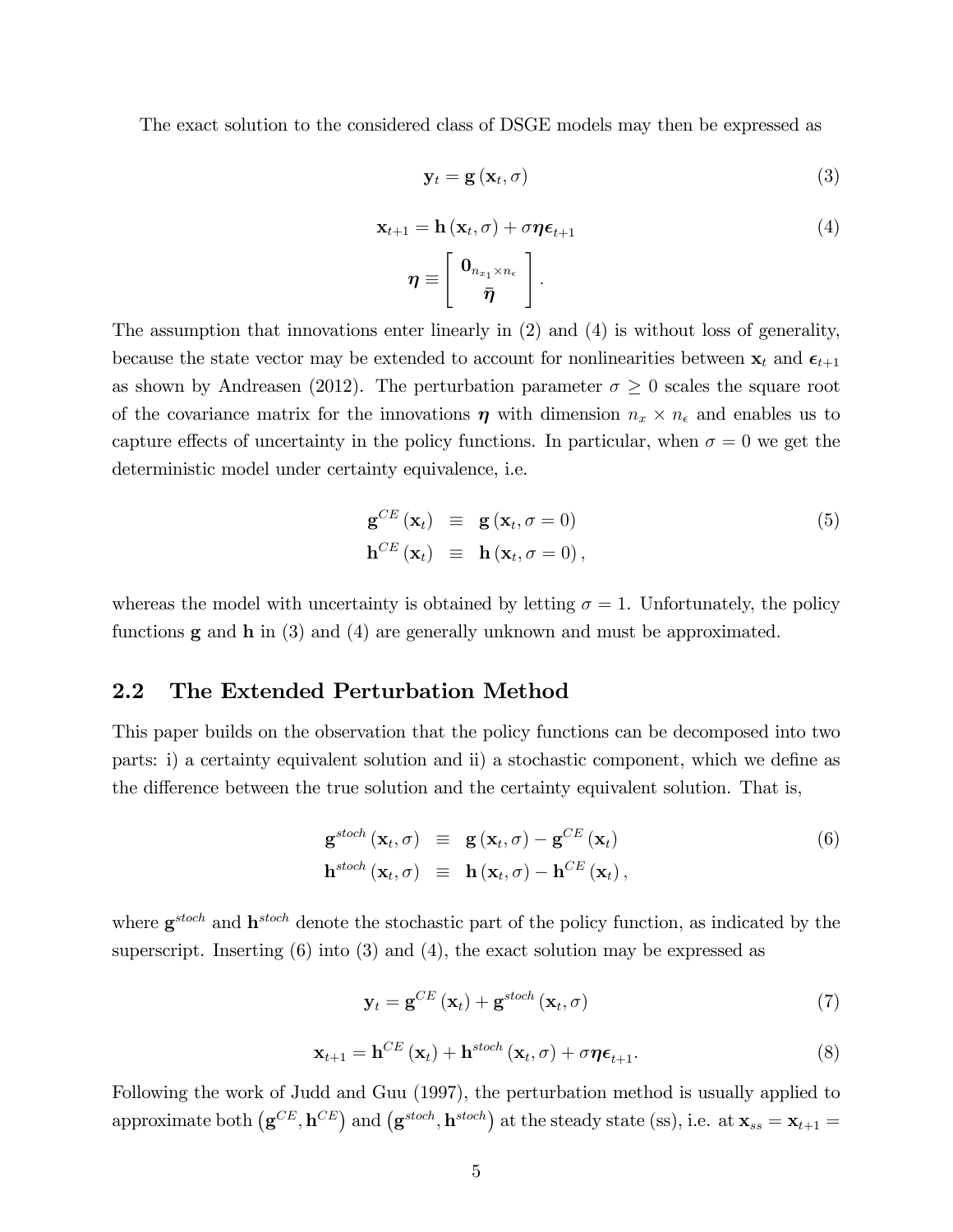The exact solution to the considered class of DSGE models may then be expressed as

$$\mathbf{y}_t = \mathbf{g}(\mathbf{x}_t, \sigma) \tag{3}$$

$$\mathbf{x}_{t+1} = \mathbf{h}(\mathbf{x}_t, \sigma) + \sigma \boldsymbol{\eta} \boldsymbol{\epsilon}_{t+1} \tag{4}$$

$$\boldsymbol{\eta} \equiv \begin{bmatrix} \mathbf{0}_{n_{x_1} \times n_\epsilon} \\ \bar{\boldsymbol{\eta}} \end{bmatrix}.$$

The assumption that innovations enter linearly in (2) and (4) is without loss of generality, because the state vector may be extended to account for nonlinearities between $\mathbf{x}_t$ and $\boldsymbol{\epsilon}_{t+1}$ as shown by Andreasen (2012). The perturbation parameter $\sigma \geq 0$ scales the square root of the covariance matrix for the innovations $\boldsymbol{\eta}$ with dimension $n_x \times n_\epsilon$ and enables us to capture effects of uncertainty in the policy functions. In particular, when $\sigma = 0$ we get the deterministic model under certainty equivalence, i.e.

$$\begin{aligned} \mathbf{g}^{CE}(\mathbf{x}_t) &\equiv \mathbf{g}(\mathbf{x}_t, \sigma = 0) \\ \mathbf{h}^{CE}(\mathbf{x}_t) &\equiv \mathbf{h}(\mathbf{x}_t, \sigma = 0), \end{aligned} \tag{5}$$

whereas the model with uncertainty is obtained by letting $\sigma = 1$. Unfortunately, the policy functions $\mathbf{g}$ and $\mathbf{h}$ in (3) and (4) are generally unknown and must be approximated.

## 2.2 The Extended Perturbation Method

This paper builds on the observation that the policy functions can be decomposed into two parts: i) a certainty equivalent solution and ii) a stochastic component, which we define as the difference between the true solution and the certainty equivalent solution. That is,

$$\begin{aligned} \mathbf{g}^{stoch}(\mathbf{x}_t, \sigma) &\equiv \mathbf{g}(\mathbf{x}_t, \sigma) - \mathbf{g}^{CE}(\mathbf{x}_t) \\ \mathbf{h}^{stoch}(\mathbf{x}_t, \sigma) &\equiv \mathbf{h}(\mathbf{x}_t, \sigma) - \mathbf{h}^{CE}(\mathbf{x}_t), \end{aligned} \tag{6}$$

where $\mathbf{g}^{stoch}$ and $\mathbf{h}^{stoch}$ denote the stochastic part of the policy function, as indicated by the superscript. Inserting (6) into (3) and (4), the exact solution may be expressed as

$$\mathbf{y}_t = \mathbf{g}^{CE}(\mathbf{x}_t) + \mathbf{g}^{stoch}(\mathbf{x}_t, \sigma) \tag{7}$$

$$\mathbf{x}_{t+1} = \mathbf{h}^{CE}(\mathbf{x}_t) + \mathbf{h}^{stoch}(\mathbf{x}_t, \sigma) + \sigma \boldsymbol{\eta} \boldsymbol{\epsilon}_{t+1}. \tag{8}$$

Following the work of Judd and Guu (1997), the perturbation method is usually applied to approximate both $\left(\mathbf{g}^{CE}, \mathbf{h}^{CE}\right)$ and $\left(\mathbf{g}^{stoch}, \mathbf{h}^{stoch}\right)$ at the steady state (ss), i.e. at $\mathbf{x}_{ss} = \mathbf{x}_{t+1} =$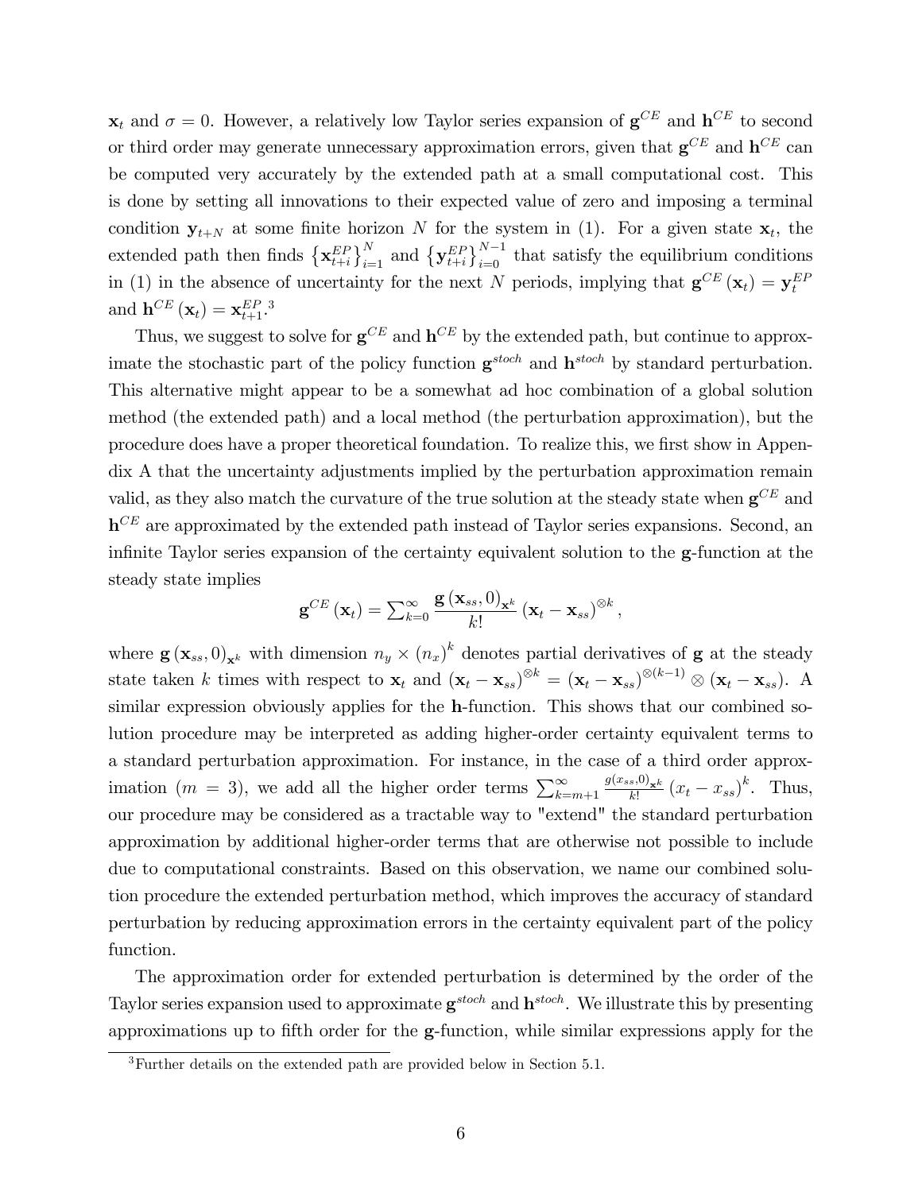$\mathbf{x}_t$ and $\sigma = 0$. However, a relatively low Taylor series expansion of $\mathbf{g}^{CE}$ and $\mathbf{h}^{CE}$ to second or third order may generate unnecessary approximation errors, given that $\mathbf{g}^{CE}$ and $\mathbf{h}^{CE}$ can be computed very accurately by the extended path at a small computational cost. This is done by setting all innovations to their expected value of zero and imposing a terminal condition $\mathbf{y}_{t+N}$ at some finite horizon $N$ for the system in (1). For a given state $\mathbf{x}_t$, the extended path then finds $\left\{\mathbf{x}_{t+i}^{EP}\right\}_{i=1}^{N}$ and $\left\{\mathbf{y}_{t+i}^{EP}\right\}_{i=0}^{N-1}$ that satisfy the equilibrium conditions in (1) in the absence of uncertainty for the next $N$ periods, implying that $\mathbf{g}^{CE}(\mathbf{x}_t) = \mathbf{y}_t^{EP}$ and $\mathbf{h}^{CE}(\mathbf{x}_t) = \mathbf{x}_{t+1}^{EP}$.[3]

Thus, we suggest to solve for $\mathbf{g}^{CE}$ and $\mathbf{h}^{CE}$ by the extended path, but continue to approximate the stochastic part of the policy function $\mathbf{g}^{stoch}$ and $\mathbf{h}^{stoch}$ by standard perturbation. This alternative might appear to be a somewhat ad hoc combination of a global solution method (the extended path) and a local method (the perturbation approximation), but the procedure does have a proper theoretical foundation. To realize this, we first show in Appendix A that the uncertainty adjustments implied by the perturbation approximation remain valid, as they also match the curvature of the true solution at the steady state when $\mathbf{g}^{CE}$ and $\mathbf{h}^{CE}$ are approximated by the extended path instead of Taylor series expansions. Second, an infinite Taylor series expansion of the certainty equivalent solution to the $\mathbf{g}$-function at the steady state implies

$$\mathbf{g}^{CE}(\mathbf{x}_t) = \sum\nolimits_{k=0}^{\infty} \frac{\mathbf{g}(\mathbf{x}_{ss}, 0)_{\mathbf{x}^k}}{k!} (\mathbf{x}_t - \mathbf{x}_{ss})^{\otimes k},$$

where $\mathbf{g}(\mathbf{x}_{ss}, 0)_{\mathbf{x}^k}$ with dimension $n_y \times (n_x)^k$ denotes partial derivatives of $\mathbf{g}$ at the steady state taken $k$ times with respect to $\mathbf{x}_t$ and $(\mathbf{x}_t - \mathbf{x}_{ss})^{\otimes k} = (\mathbf{x}_t - \mathbf{x}_{ss})^{\otimes(k-1)} \otimes (\mathbf{x}_t - \mathbf{x}_{ss})$. A similar expression obviously applies for the $\mathbf{h}$-function. This shows that our combined solution procedure may be interpreted as adding higher-order certainty equivalent terms to a standard perturbation approximation. For instance, in the case of a third order approximation ($m = 3$), we add all the higher order terms $\sum_{k=m+1}^{\infty} \frac{g(x_{ss},0)_{\mathbf{x}^k}}{k!} (x_t - x_{ss})^k$. Thus, our procedure may be considered as a tractable way to "extend" the standard perturbation approximation by additional higher-order terms that are otherwise not possible to include due to computational constraints. Based on this observation, we name our combined solution procedure the extended perturbation method, which improves the accuracy of standard perturbation by reducing approximation errors in the certainty equivalent part of the policy function.

The approximation order for extended perturbation is determined by the order of the Taylor series expansion used to approximate $\mathbf{g}^{stoch}$ and $\mathbf{h}^{stoch}$. We illustrate this by presenting approximations up to fifth order for the $\mathbf{g}$-function, while similar expressions apply for the

[3] Further details on the extended path are provided below in Section 5.1.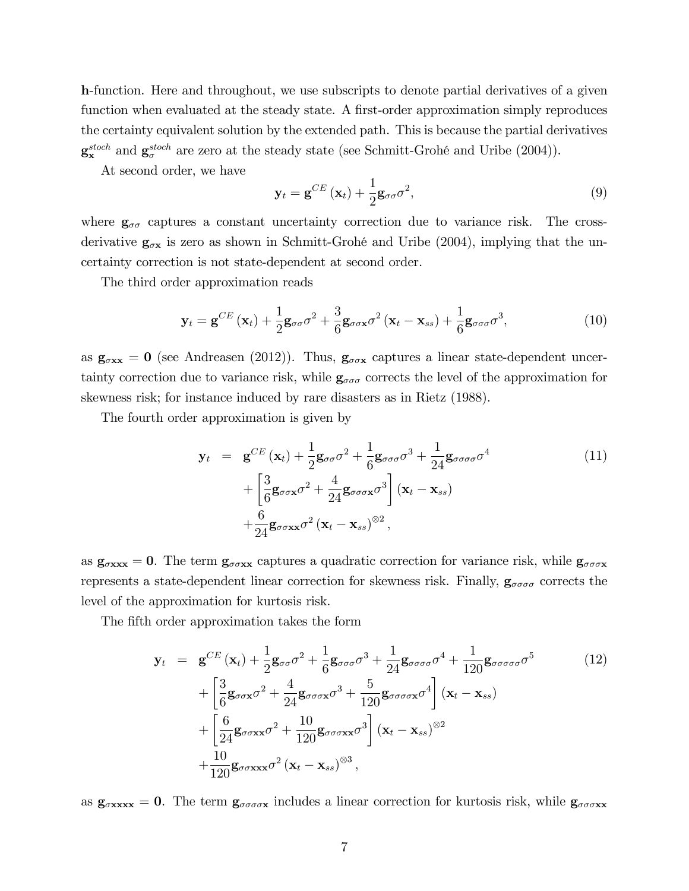**h**-function. Here and throughout, we use subscripts to denote partial derivatives of a given function when evaluated at the steady state. A first-order approximation simply reproduces the certainty equivalent solution by the extended path. This is because the partial derivatives $\mathbf{g}_{\mathbf{x}}^{stoch}$ and $\mathbf{g}_{\sigma}^{stoch}$ are zero at the steady state (see Schmitt-Grohé and Uribe (2004)).

At second order, we have

$$\mathbf{y}_t = \mathbf{g}^{CE}(\mathbf{x}_t) + \frac{1}{2}\mathbf{g}_{\sigma\sigma}\sigma^2, \tag{9}$$

where $\mathbf{g}_{\sigma\sigma}$ captures a constant uncertainty correction due to variance risk. The cross-derivative $\mathbf{g}_{\sigma\mathbf{x}}$ is zero as shown in Schmitt-Grohé and Uribe (2004), implying that the uncertainty correction is not state-dependent at second order.

The third order approximation reads

$$\mathbf{y}_t = \mathbf{g}^{CE}(\mathbf{x}_t) + \frac{1}{2}\mathbf{g}_{\sigma\sigma}\sigma^2 + \frac{3}{6}\mathbf{g}_{\sigma\sigma\mathbf{x}}\sigma^2(\mathbf{x}_t - \mathbf{x}_{ss}) + \frac{1}{6}\mathbf{g}_{\sigma\sigma\sigma}\sigma^3, \tag{10}$$

as $\mathbf{g}_{\sigma\mathbf{x}\mathbf{x}} = \mathbf{0}$ (see Andreasen (2012)). Thus, $\mathbf{g}_{\sigma\sigma\mathbf{x}}$ captures a linear state-dependent uncertainty correction due to variance risk, while $\mathbf{g}_{\sigma\sigma\sigma}$ corrects the level of the approximation for skewness risk; for instance induced by rare disasters as in Rietz (1988).

The fourth order approximation is given by

$$\begin{aligned}\mathbf{y}_t &= \mathbf{g}^{CE}(\mathbf{x}_t) + \frac{1}{2}\mathbf{g}_{\sigma\sigma}\sigma^2 + \frac{1}{6}\mathbf{g}_{\sigma\sigma\sigma}\sigma^3 + \frac{1}{24}\mathbf{g}_{\sigma\sigma\sigma\sigma}\sigma^4 \\ &\quad + \left[\frac{3}{6}\mathbf{g}_{\sigma\sigma\mathbf{x}}\sigma^2 + \frac{4}{24}\mathbf{g}_{\sigma\sigma\sigma\mathbf{x}}\sigma^3\right](\mathbf{x}_t - \mathbf{x}_{ss}) \\ &\quad + \frac{6}{24}\mathbf{g}_{\sigma\sigma\mathbf{x}\mathbf{x}}\sigma^2(\mathbf{x}_t - \mathbf{x}_{ss})^{\otimes 2},\end{aligned} \tag{11}$$

as $\mathbf{g}_{\sigma\mathbf{x}\mathbf{x}\mathbf{x}} = \mathbf{0}$. The term $\mathbf{g}_{\sigma\sigma\mathbf{x}\mathbf{x}}$ captures a quadratic correction for variance risk, while $\mathbf{g}_{\sigma\sigma\sigma\mathbf{x}}$ represents a state-dependent linear correction for skewness risk. Finally, $\mathbf{g}_{\sigma\sigma\sigma\sigma}$ corrects the level of the approximation for kurtosis risk.

The fifth order approximation takes the form

$$\begin{aligned}\mathbf{y}_t &= \mathbf{g}^{CE}(\mathbf{x}_t) + \frac{1}{2}\mathbf{g}_{\sigma\sigma}\sigma^2 + \frac{1}{6}\mathbf{g}_{\sigma\sigma\sigma}\sigma^3 + \frac{1}{24}\mathbf{g}_{\sigma\sigma\sigma\sigma}\sigma^4 + \frac{1}{120}\mathbf{g}_{\sigma\sigma\sigma\sigma\sigma}\sigma^5 \\ &\quad + \left[\frac{3}{6}\mathbf{g}_{\sigma\sigma\mathbf{x}}\sigma^2 + \frac{4}{24}\mathbf{g}_{\sigma\sigma\sigma\mathbf{x}}\sigma^3 + \frac{5}{120}\mathbf{g}_{\sigma\sigma\sigma\sigma\mathbf{x}}\sigma^4\right](\mathbf{x}_t - \mathbf{x}_{ss}) \\ &\quad + \left[\frac{6}{24}\mathbf{g}_{\sigma\sigma\mathbf{x}\mathbf{x}}\sigma^2 + \frac{10}{120}\mathbf{g}_{\sigma\sigma\sigma\mathbf{x}\mathbf{x}}\sigma^3\right](\mathbf{x}_t - \mathbf{x}_{ss})^{\otimes 2} \\ &\quad + \frac{10}{120}\mathbf{g}_{\sigma\sigma\mathbf{x}\mathbf{x}\mathbf{x}}\sigma^2(\mathbf{x}_t - \mathbf{x}_{ss})^{\otimes 3},\end{aligned} \tag{12}$$

as $\mathbf{g}_{\sigma\mathbf{x}\mathbf{x}\mathbf{x}\mathbf{x}} = \mathbf{0}$. The term $\mathbf{g}_{\sigma\sigma\sigma\sigma\mathbf{x}}$ includes a linear correction for kurtosis risk, while $\mathbf{g}_{\sigma\sigma\sigma\mathbf{x}\mathbf{x}}$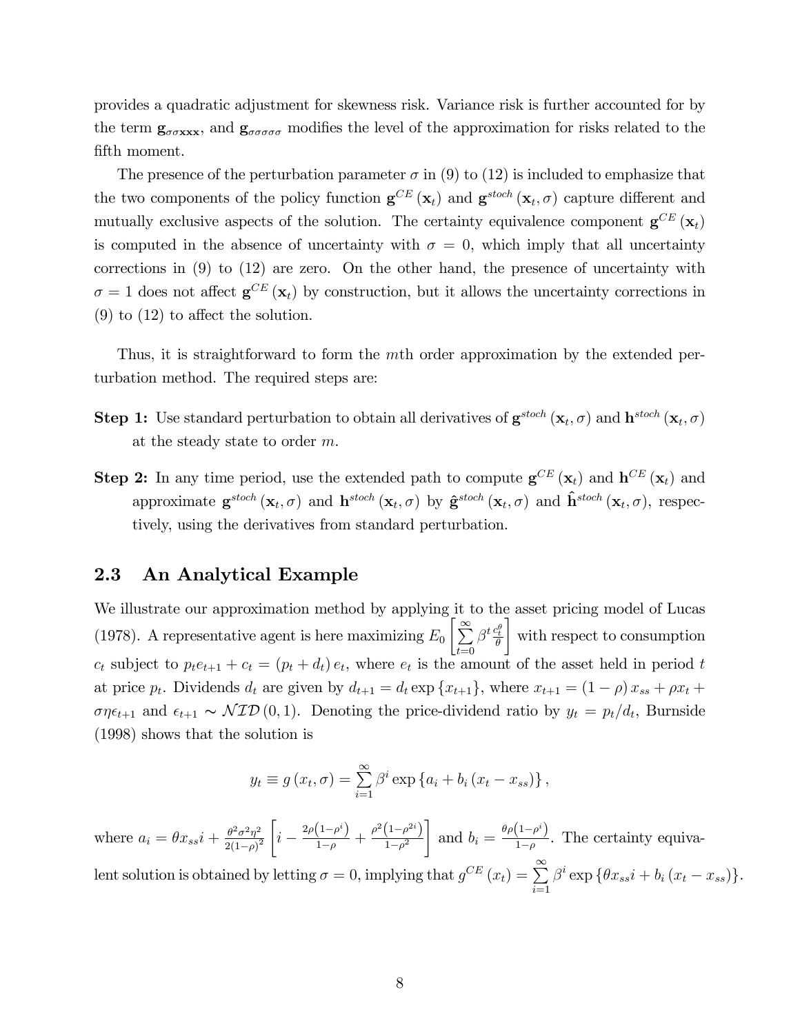provides a quadratic adjustment for skewness risk. Variance risk is further accounted for by the term $\mathbf{g}_{\sigma\sigma\mathbf{xxx}}$, and $\mathbf{g}_{\sigma\sigma\sigma\sigma\sigma}$ modifies the level of the approximation for risks related to the fifth moment.

The presence of the perturbation parameter $\sigma$ in (9) to (12) is included to emphasize that the two components of the policy function $\mathbf{g}^{CE}(\mathbf{x}_t)$ and $\mathbf{g}^{stoch}(\mathbf{x}_t, \sigma)$ capture different and mutually exclusive aspects of the solution. The certainty equivalence component $\mathbf{g}^{CE}(\mathbf{x}_t)$ is computed in the absence of uncertainty with $\sigma = 0$, which imply that all uncertainty corrections in (9) to (12) are zero. On the other hand, the presence of uncertainty with $\sigma = 1$ does not affect $\mathbf{g}^{CE}(\mathbf{x}_t)$ by construction, but it allows the uncertainty corrections in (9) to (12) to affect the solution.

Thus, it is straightforward to form the $m$th order approximation by the extended perturbation method. The required steps are:

**Step 1:** Use standard perturbation to obtain all derivatives of $\mathbf{g}^{stoch}(\mathbf{x}_t, \sigma)$ and $\mathbf{h}^{stoch}(\mathbf{x}_t, \sigma)$ at the steady state to order $m$.

**Step 2:** In any time period, use the extended path to compute $\mathbf{g}^{CE}(\mathbf{x}_t)$ and $\mathbf{h}^{CE}(\mathbf{x}_t)$ and approximate $\mathbf{g}^{stoch}(\mathbf{x}_t, \sigma)$ and $\mathbf{h}^{stoch}(\mathbf{x}_t, \sigma)$ by $\hat{\mathbf{g}}^{stoch}(\mathbf{x}_t, \sigma)$ and $\hat{\mathbf{h}}^{stoch}(\mathbf{x}_t, \sigma)$, respectively, using the derivatives from standard perturbation.

## 2.3 An Analytical Example

We illustrate our approximation method by applying it to the asset pricing model of Lucas (1978). A representative agent is here maximizing $E_0\left[\sum_{t=0}^{\infty} \beta^t \frac{c_t^\theta}{\theta}\right]$ with respect to consumption $c_t$ subject to $p_t e_{t+1} + c_t = (p_t + d_t) e_t$, where $e_t$ is the amount of the asset held in period $t$ at price $p_t$. Dividends $d_t$ are given by $d_{t+1} = d_t \exp\{x_{t+1}\}$, where $x_{t+1} = (1-\rho) x_{ss} + \rho x_t + \sigma \eta \epsilon_{t+1}$ and $\epsilon_{t+1} \sim \mathcal{NID}(0, 1)$. Denoting the price-dividend ratio by $y_t = p_t / d_t$, Burnside (1998) shows that the solution is

$$y_t \equiv g(x_t, \sigma) = \sum_{i=1}^{\infty} \beta^i \exp\{a_i + b_i (x_t - x_{ss})\},$$

where $a_i = \theta x_{ss} i + \frac{\theta^2 \sigma^2 \eta^2}{2(1-\rho)^2}\left[i - \frac{2\rho(1-\rho^i)}{1-\rho} + \frac{\rho^2(1-\rho^{2i})}{1-\rho^2}\right]$ and $b_i = \frac{\theta\rho(1-\rho^i)}{1-\rho}$. The certainty equivalent solution is obtained by letting $\sigma = 0$, implying that $g^{CE}(x_t) = \sum_{i=1}^{\infty} \beta^i \exp\{\theta x_{ss} i + b_i (x_t - x_{ss})\}$.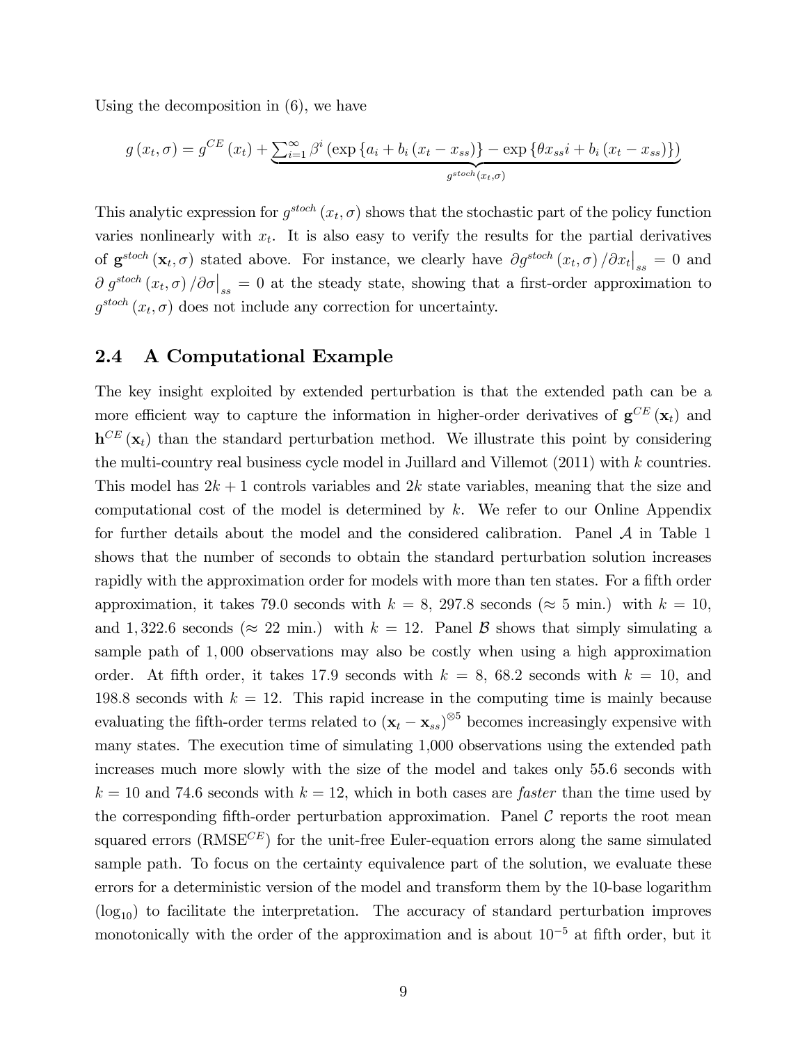Using the decomposition in (6), we have

$$g(x_t,\sigma) = g^{CE}(x_t) + \underbrace{\sum_{i=1}^{\infty} \beta^i \left( \exp\{a_i + b_i (x_t - x_{ss})\} - \exp\{\theta x_{ss} i + b_i (x_t - x_{ss})\} \right)}_{g^{stoch}(x_t,\sigma)}$$

This analytic expression for $g^{stoch}(x_t,\sigma)$ shows that the stochastic part of the policy function varies nonlinearly with $x_t$. It is also easy to verify the results for the partial derivatives of $\mathbf{g}^{stoch}(\mathbf{x}_t,\sigma)$ stated above. For instance, we clearly have $\partial g^{stoch}(x_t,\sigma)/\partial x_t\big|_{ss} = 0$ and $\partial\, g^{stoch}(x_t,\sigma)/\partial\sigma\big|_{ss} = 0$ at the steady state, showing that a first-order approximation to $g^{stoch}(x_t,\sigma)$ does not include any correction for uncertainty.

## 2.4 A Computational Example

The key insight exploited by extended perturbation is that the extended path can be a more efficient way to capture the information in higher-order derivatives of $\mathbf{g}^{CE}(\mathbf{x}_t)$ and $\mathbf{h}^{CE}(\mathbf{x}_t)$ than the standard perturbation method. We illustrate this point by considering the multi-country real business cycle model in Juillard and Villemot (2011) with $k$ countries. This model has $2k+1$ controls variables and $2k$ state variables, meaning that the size and computational cost of the model is determined by $k$. We refer to our Online Appendix for further details about the model and the considered calibration. Panel $\mathcal{A}$ in Table 1 shows that the number of seconds to obtain the standard perturbation solution increases rapidly with the approximation order for models with more than ten states. For a fifth order approximation, it takes 79.0 seconds with $k=8$, 297.8 seconds ($\approx$ 5 min.) with $k=10$, and 1,322.6 seconds ($\approx$ 22 min.) with $k=12$. Panel $\mathcal{B}$ shows that simply simulating a sample path of 1,000 observations may also be costly when using a high approximation order. At fifth order, it takes 17.9 seconds with $k=8$, 68.2 seconds with $k=10$, and 198.8 seconds with $k=12$. This rapid increase in the computing time is mainly because evaluating the fifth-order terms related to $(\mathbf{x}_t - \mathbf{x}_{ss})^{\otimes 5}$ becomes increasingly expensive with many states. The execution time of simulating 1,000 observations using the extended path increases much more slowly with the size of the model and takes only 55.6 seconds with $k=10$ and 74.6 seconds with $k=12$, which in both cases are *faster* than the time used by the corresponding fifth-order perturbation approximation. Panel $\mathcal{C}$ reports the root mean squared errors (RMSE$^{CE}$) for the unit-free Euler-equation errors along the same simulated sample path. To focus on the certainty equivalence part of the solution, we evaluate these errors for a deterministic version of the model and transform them by the 10-base logarithm ($\log_{10}$) to facilitate the interpretation. The accuracy of standard perturbation improves monotonically with the order of the approximation and is about $10^{-5}$ at fifth order, but it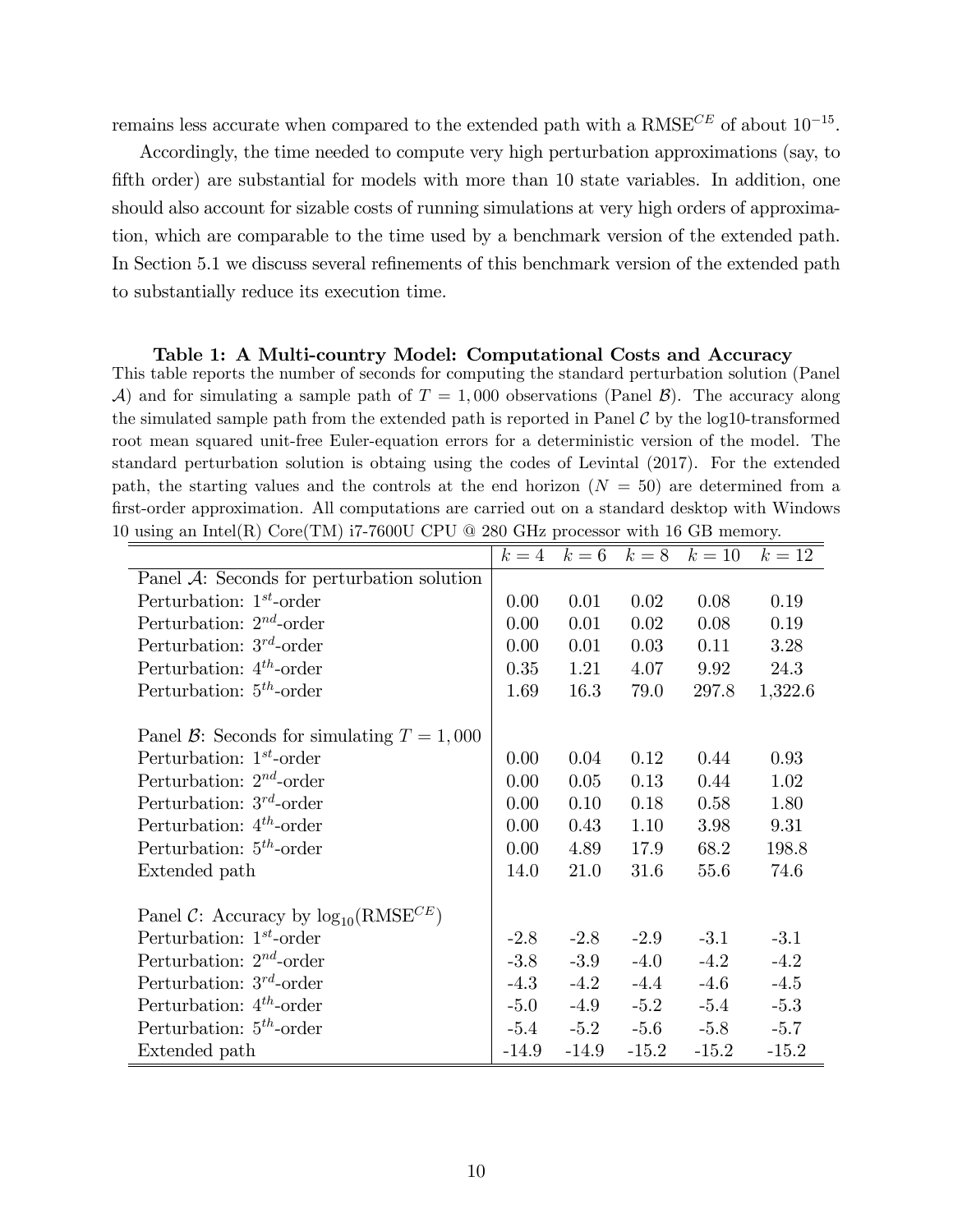remains less accurate when compared to the extended path with a $\text{RMSE}^{CE}$ of about $10^{-15}$.

Accordingly, the time needed to compute very high perturbation approximations (say, to fifth order) are substantial for models with more than 10 state variables. In addition, one should also account for sizable costs of running simulations at very high orders of approximation, which are comparable to the time used by a benchmark version of the extended path. In Section 5.1 we discuss several refinements of this benchmark version of the extended path to substantially reduce its execution time.

**Table 1: A Multi-country Model: Computational Costs and Accuracy**

This table reports the number of seconds for computing the standard perturbation solution (Panel $\mathcal{A}$) and for simulating a sample path of $T = 1,000$ observations (Panel $\mathcal{B}$). The accuracy along the simulated sample path from the extended path is reported in Panel $\mathcal{C}$ by the log10-transformed root mean squared unit-free Euler-equation errors for a deterministic version of the model. The standard perturbation solution is obtaing using the codes of Levintal (2017). For the extended path, the starting values and the controls at the end horizon ($N = 50$) are determined from a first-order approximation. All computations are carried out on a standard desktop with Windows 10 using an Intel(R) Core(TM) i7-7600U CPU @ 280 GHz processor with 16 GB memory.

| | $k = 4$ | $k = 6$ | $k = 8$ | $k = 10$ | $k = 12$ |
|---|---|---|---|---|---|
| Panel $\mathcal{A}$: Seconds for perturbation solution | | | | | |
| Perturbation: $1^{st}$-order | 0.00 | 0.01 | 0.02 | 0.08 | 0.19 |
| Perturbation: $2^{nd}$-order | 0.00 | 0.01 | 0.02 | 0.08 | 0.19 |
| Perturbation: $3^{rd}$-order | 0.00 | 0.01 | 0.03 | 0.11 | 3.28 |
| Perturbation: $4^{th}$-order | 0.35 | 1.21 | 4.07 | 9.92 | 24.3 |
| Perturbation: $5^{th}$-order | 1.69 | 16.3 | 79.0 | 297.8 | 1,322.6 |
| | | | | | |
| Panel $\mathcal{B}$: Seconds for simulating $T = 1,000$ | | | | | |
| Perturbation: $1^{st}$-order | 0.00 | 0.04 | 0.12 | 0.44 | 0.93 |
| Perturbation: $2^{nd}$-order | 0.00 | 0.05 | 0.13 | 0.44 | 1.02 |
| Perturbation: $3^{rd}$-order | 0.00 | 0.10 | 0.18 | 0.58 | 1.80 |
| Perturbation: $4^{th}$-order | 0.00 | 0.43 | 1.10 | 3.98 | 9.31 |
| Perturbation: $5^{th}$-order | 0.00 | 4.89 | 17.9 | 68.2 | 198.8 |
| Extended path | 14.0 | 21.0 | 31.6 | 55.6 | 74.6 |
| | | | | | |
| Panel $\mathcal{C}$: Accuracy by $\log_{10}(\text{RMSE}^{CE})$ | | | | | |
| Perturbation: $1^{st}$-order | -2.8 | -2.8 | -2.9 | -3.1 | -3.1 |
| Perturbation: $2^{nd}$-order | -3.8 | -3.9 | -4.0 | -4.2 | -4.2 |
| Perturbation: $3^{rd}$-order | -4.3 | -4.2 | -4.4 | -4.6 | -4.5 |
| Perturbation: $4^{th}$-order | -5.0 | -4.9 | -5.2 | -5.4 | -5.3 |
| Perturbation: $5^{th}$-order | -5.4 | -5.2 | -5.6 | -5.8 | -5.7 |
| Extended path | -14.9 | -14.9 | -15.2 | -15.2 | -15.2 |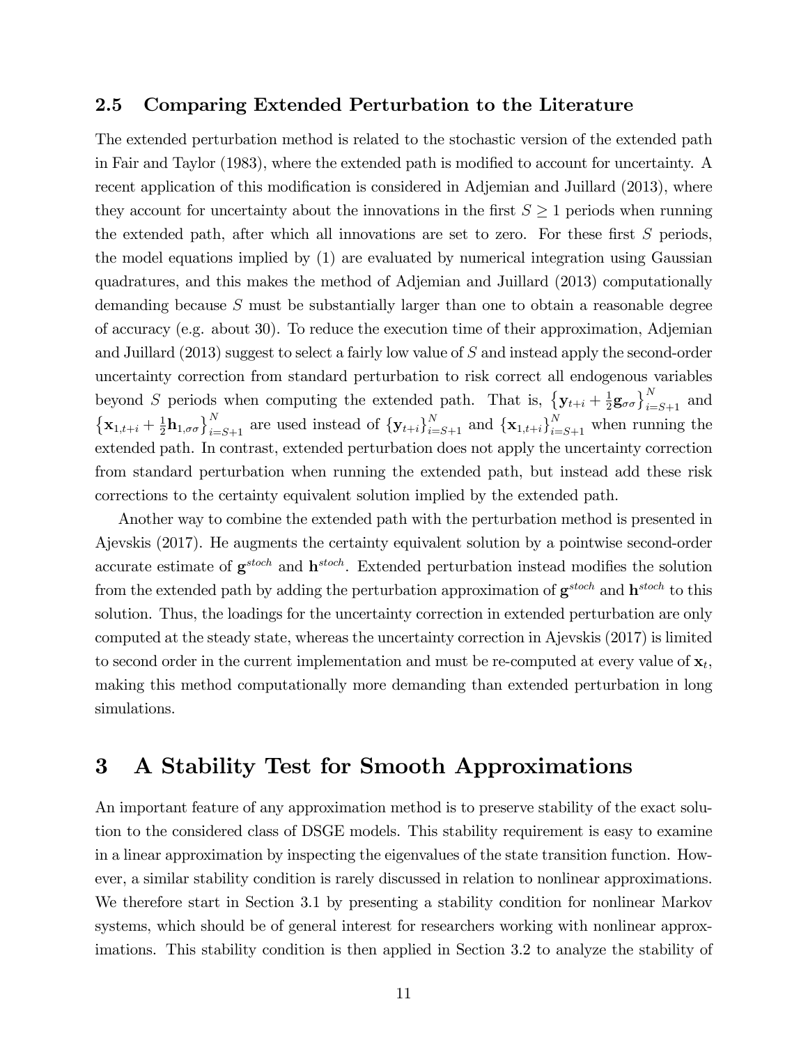## 2.5 Comparing Extended Perturbation to the Literature

The extended perturbation method is related to the stochastic version of the extended path in Fair and Taylor (1983), where the extended path is modified to account for uncertainty. A recent application of this modification is considered in Adjemian and Juillard (2013), where they account for uncertainty about the innovations in the first $S \geq 1$ periods when running the extended path, after which all innovations are set to zero. For these first $S$ periods, the model equations implied by (1) are evaluated by numerical integration using Gaussian quadratures, and this makes the method of Adjemian and Juillard (2013) computationally demanding because $S$ must be substantially larger than one to obtain a reasonable degree of accuracy (e.g. about 30). To reduce the execution time of their approximation, Adjemian and Juillard (2013) suggest to select a fairly low value of $S$ and instead apply the second-order uncertainty correction from standard perturbation to risk correct all endogenous variables beyond $S$ periods when computing the extended path. That is, $\left\{\mathbf{y}_{t+i} + \frac{1}{2}\mathbf{g}_{\sigma\sigma}\right\}_{i=S+1}^{N}$ and $\left\{\mathbf{x}_{1,t+i} + \frac{1}{2}\mathbf{h}_{1,\sigma\sigma}\right\}_{i=S+1}^{N}$ are used instead of $\{\mathbf{y}_{t+i}\}_{i=S+1}^{N}$ and $\{\mathbf{x}_{1,t+i}\}_{i=S+1}^{N}$ when running the extended path. In contrast, extended perturbation does not apply the uncertainty correction from standard perturbation when running the extended path, but instead add these risk corrections to the certainty equivalent solution implied by the extended path.

Another way to combine the extended path with the perturbation method is presented in Ajevskis (2017). He augments the certainty equivalent solution by a pointwise second-order accurate estimate of $\mathbf{g}^{stoch}$ and $\mathbf{h}^{stoch}$. Extended perturbation instead modifies the solution from the extended path by adding the perturbation approximation of $\mathbf{g}^{stoch}$ and $\mathbf{h}^{stoch}$ to this solution. Thus, the loadings for the uncertainty correction in extended perturbation are only computed at the steady state, whereas the uncertainty correction in Ajevskis (2017) is limited to second order in the current implementation and must be re-computed at every value of $\mathbf{x}_t$, making this method computationally more demanding than extended perturbation in long simulations.

# 3 A Stability Test for Smooth Approximations

An important feature of any approximation method is to preserve stability of the exact solution to the considered class of DSGE models. This stability requirement is easy to examine in a linear approximation by inspecting the eigenvalues of the state transition function. However, a similar stability condition is rarely discussed in relation to nonlinear approximations. We therefore start in Section 3.1 by presenting a stability condition for nonlinear Markov systems, which should be of general interest for researchers working with nonlinear approximations. This stability condition is then applied in Section 3.2 to analyze the stability of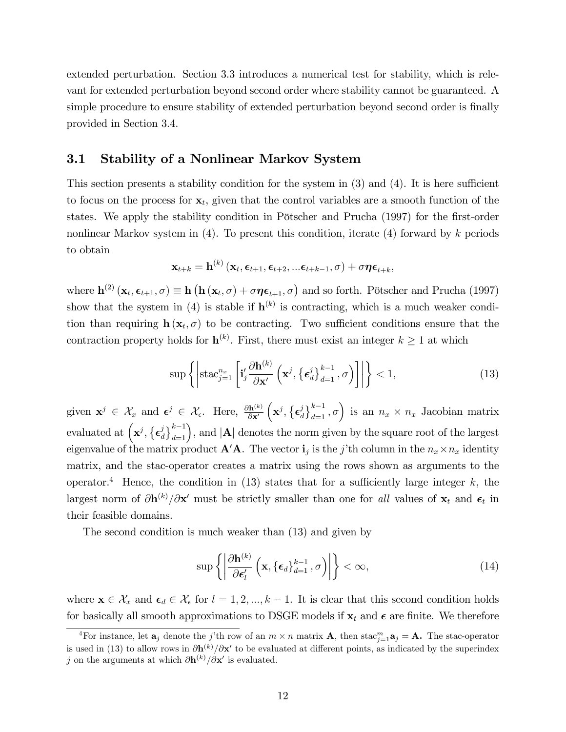extended perturbation. Section 3.3 introduces a numerical test for stability, which is relevant for extended perturbation beyond second order where stability cannot be guaranteed. A simple procedure to ensure stability of extended perturbation beyond second order is finally provided in Section 3.4.

## 3.1 Stability of a Nonlinear Markov System

This section presents a stability condition for the system in (3) and (4). It is here sufficient to focus on the process for $\mathbf{x}_t$, given that the control variables are a smooth function of the states. We apply the stability condition in Pötscher and Prucha (1997) for the first-order nonlinear Markov system in (4). To present this condition, iterate (4) forward by $k$ periods to obtain

$$\mathbf{x}_{t+k} = \mathbf{h}^{(k)}\left(\mathbf{x}_t, \boldsymbol{\epsilon}_{t+1}, \boldsymbol{\epsilon}_{t+2}, ...\boldsymbol{\epsilon}_{t+k-1}, \sigma\right) + \sigma\boldsymbol{\eta}\boldsymbol{\epsilon}_{t+k},$$

where $\mathbf{h}^{(2)}\left(\mathbf{x}_t, \boldsymbol{\epsilon}_{t+1}, \sigma\right) \equiv \mathbf{h}\left(\mathbf{h}\left(\mathbf{x}_t, \sigma\right) + \sigma\boldsymbol{\eta}\boldsymbol{\epsilon}_{t+1}, \sigma\right)$ and so forth. Pötscher and Prucha (1997) show that the system in (4) is stable if $\mathbf{h}^{(k)}$ is contracting, which is a much weaker condition than requiring $\mathbf{h}\left(\mathbf{x}_t, \sigma\right)$ to be contracting. Two sufficient conditions ensure that the contraction property holds for $\mathbf{h}^{(k)}$. First, there must exist an integer $k \geq 1$ at which

$$\sup\left\{\left|\operatorname{stac}_{j=1}^{n_x}\left[\mathbf{i}_j'\frac{\partial \mathbf{h}^{(k)}}{\partial \mathbf{x}'}\left(\mathbf{x}^j, \left\{\boldsymbol{\epsilon}_d^j\right\}_{d=1}^{k-1}, \sigma\right)\right]\right|\right\} < 1, \tag{13}$$

given $\mathbf{x}^j \in \mathcal{X}_x$ and $\boldsymbol{\epsilon}^j \in \mathcal{X}_\epsilon$. Here, $\frac{\partial \mathbf{h}^{(k)}}{\partial \mathbf{x}'}\left(\mathbf{x}^j, \left\{\boldsymbol{\epsilon}_d^j\right\}_{d=1}^{k-1}, \sigma\right)$ is an $n_x \times n_x$ Jacobian matrix evaluated at $\left(\mathbf{x}^j, \left\{\boldsymbol{\epsilon}_d^j\right\}_{d=1}^{k-1}\right)$, and $|\mathbf{A}|$ denotes the norm given by the square root of the largest eigenvalue of the matrix product $\mathbf{A}'\mathbf{A}$. The vector $\mathbf{i}_j$ is the $j$'th column in the $n_x \times n_x$ identity matrix, and the stac-operator creates a matrix using the rows shown as arguments to the operator.[4] Hence, the condition in (13) states that for a sufficiently large integer $k$, the largest norm of $\partial \mathbf{h}^{(k)}/\partial \mathbf{x}'$ must be strictly smaller than one for *all* values of $\mathbf{x}_t$ and $\boldsymbol{\epsilon}_t$ in their feasible domains.

The second condition is much weaker than (13) and given by

$$\sup\left\{\left|\frac{\partial \mathbf{h}^{(k)}}{\partial \boldsymbol{\epsilon}_l'}\left(\mathbf{x}, \left\{\boldsymbol{\epsilon}_d\right\}_{d=1}^{k-1}, \sigma\right)\right|\right\} < \infty, \tag{14}$$

where $\mathbf{x} \in \mathcal{X}_x$ and $\boldsymbol{\epsilon}_d \in \mathcal{X}_\epsilon$ for $l = 1, 2, ..., k-1$. It is clear that this second condition holds for basically all smooth approximations to DSGE models if $\mathbf{x}_t$ and $\boldsymbol{\epsilon}$ are finite. We therefore

[4] For instance, let $\mathbf{a}_j$ denote the $j$'th row of an $m \times n$ matrix $\mathbf{A}$, then $\operatorname{stac}_{j=1}^{m}\mathbf{a}_j = \mathbf{A}$. The stac-operator is used in (13) to allow rows in $\partial \mathbf{h}^{(k)}/\partial \mathbf{x}'$ to be evaluated at different points, as indicated by the superindex $j$ on the arguments at which $\partial \mathbf{h}^{(k)}/\partial \mathbf{x}'$ is evaluated.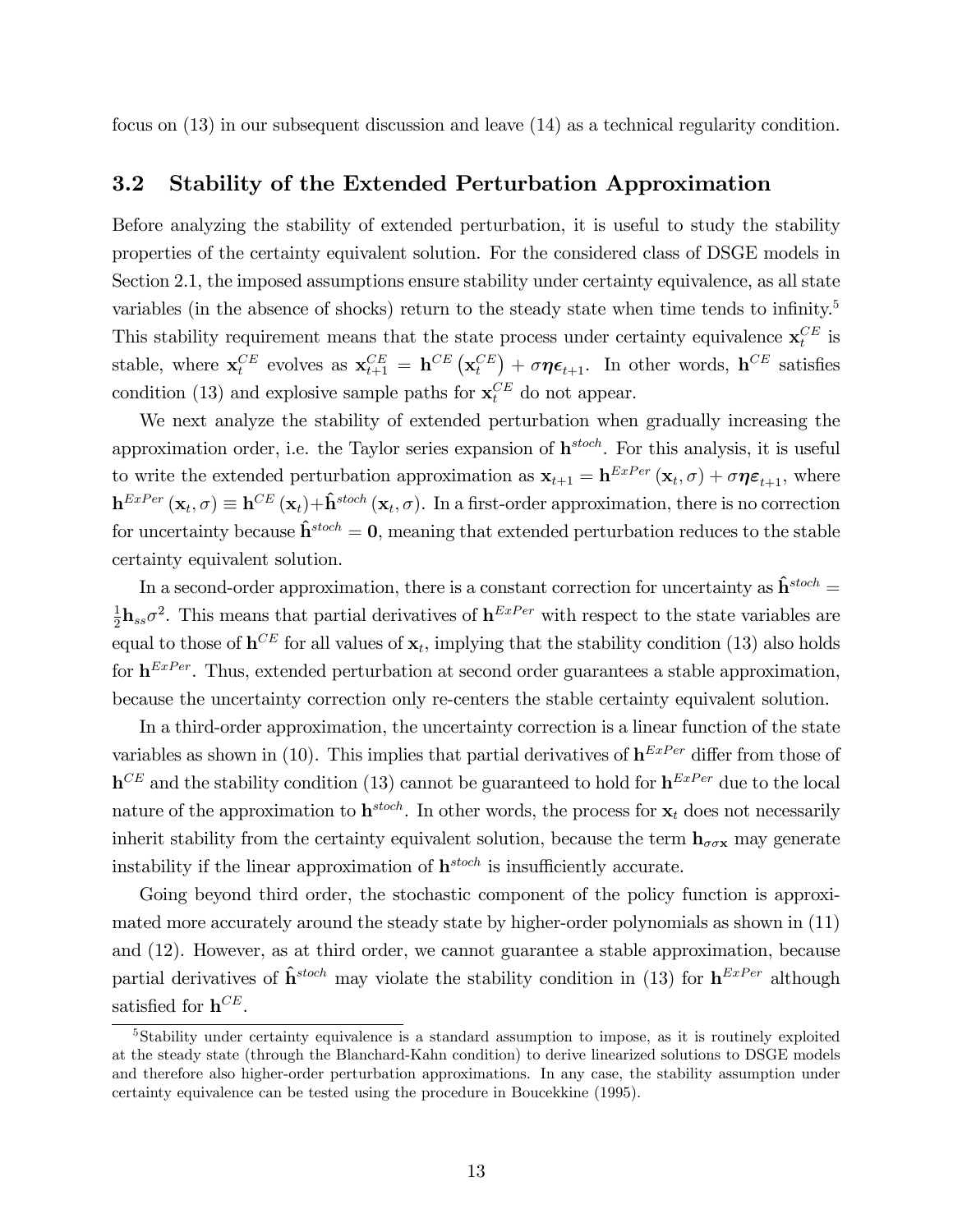focus on (13) in our subsequent discussion and leave (14) as a technical regularity condition.

## 3.2 Stability of the Extended Perturbation Approximation

Before analyzing the stability of extended perturbation, it is useful to study the stability properties of the certainty equivalent solution. For the considered class of DSGE models in Section 2.1, the imposed assumptions ensure stability under certainty equivalence, as all state variables (in the absence of shocks) return to the steady state when time tends to infinity.[5] This stability requirement means that the state process under certainty equivalence $\mathbf{x}_t^{CE}$ is stable, where $\mathbf{x}_t^{CE}$ evolves as $\mathbf{x}_{t+1}^{CE} = \mathbf{h}^{CE}\left(\mathbf{x}_t^{CE}\right) + \sigma\boldsymbol{\eta}\boldsymbol{\epsilon}_{t+1}$. In other words, $\mathbf{h}^{CE}$ satisfies condition (13) and explosive sample paths for $\mathbf{x}_t^{CE}$ do not appear.

We next analyze the stability of extended perturbation when gradually increasing the approximation order, i.e. the Taylor series expansion of $\mathbf{h}^{stoch}$. For this analysis, it is useful to write the extended perturbation approximation as $\mathbf{x}_{t+1} = \mathbf{h}^{ExPer}\left(\mathbf{x}_t, \sigma\right) + \sigma\boldsymbol{\eta}\boldsymbol{\varepsilon}_{t+1}$, where $\mathbf{h}^{ExPer}\left(\mathbf{x}_t, \sigma\right) \equiv \mathbf{h}^{CE}\left(\mathbf{x}_t\right) + \hat{\mathbf{h}}^{stoch}\left(\mathbf{x}_t, \sigma\right)$. In a first-order approximation, there is no correction for uncertainty because $\hat{\mathbf{h}}^{stoch} = \mathbf{0}$, meaning that extended perturbation reduces to the stable certainty equivalent solution.

In a second-order approximation, there is a constant correction for uncertainty as $\hat{\mathbf{h}}^{stoch} = \frac{1}{2}\mathbf{h}_{ss}\sigma^2$. This means that partial derivatives of $\mathbf{h}^{ExPer}$ with respect to the state variables are equal to those of $\mathbf{h}^{CE}$ for all values of $\mathbf{x}_t$, implying that the stability condition (13) also holds for $\mathbf{h}^{ExPer}$. Thus, extended perturbation at second order guarantees a stable approximation, because the uncertainty correction only re-centers the stable certainty equivalent solution.

In a third-order approximation, the uncertainty correction is a linear function of the state variables as shown in (10). This implies that partial derivatives of $\mathbf{h}^{ExPer}$ differ from those of $\mathbf{h}^{CE}$ and the stability condition (13) cannot be guaranteed to hold for $\mathbf{h}^{ExPer}$ due to the local nature of the approximation to $\mathbf{h}^{stoch}$. In other words, the process for $\mathbf{x}_t$ does not necessarily inherit stability from the certainty equivalent solution, because the term $\mathbf{h}_{\sigma\sigma\mathbf{x}}$ may generate instability if the linear approximation of $\mathbf{h}^{stoch}$ is insufficiently accurate.

Going beyond third order, the stochastic component of the policy function is approximated more accurately around the steady state by higher-order polynomials as shown in (11) and (12). However, as at third order, we cannot guarantee a stable approximation, because partial derivatives of $\hat{\mathbf{h}}^{stoch}$ may violate the stability condition in (13) for $\mathbf{h}^{ExPer}$ although satisfied for $\mathbf{h}^{CE}$.

[5] Stability under certainty equivalence is a standard assumption to impose, as it is routinely exploited at the steady state (through the Blanchard-Kahn condition) to derive linearized solutions to DSGE models and therefore also higher-order perturbation approximations. In any case, the stability assumption under certainty equivalence can be tested using the procedure in Boucekkine (1995).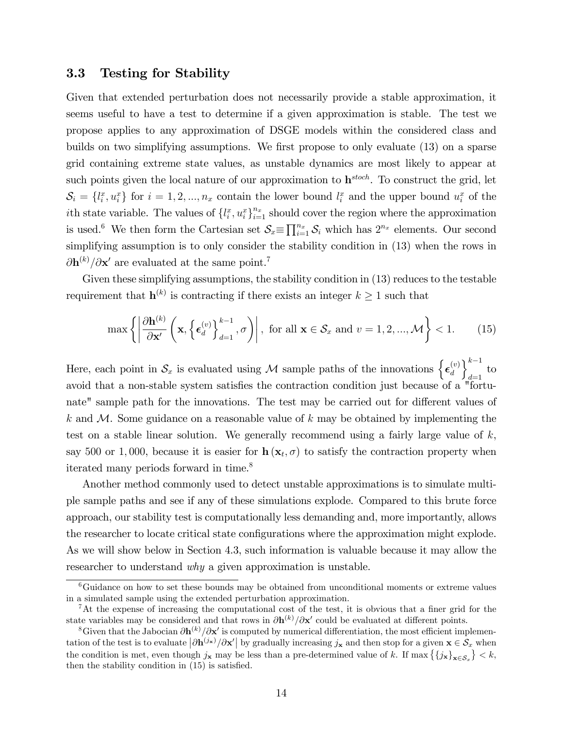### 3.3 Testing for Stability

Given that extended perturbation does not necessarily provide a stable approximation, it seems useful to have a test to determine if a given approximation is stable. The test we propose applies to any approximation of DSGE models within the considered class and builds on two simplifying assumptions. We first propose to only evaluate (13) on a sparse grid containing extreme state values, as unstable dynamics are most likely to appear at such points given the local nature of our approximation to $\mathbf{h}^{stoch}$. To construct the grid, let $\mathcal{S}_i = \{l_i^x, u_i^x\}$ for $i = 1, 2, ..., n_x$ contain the lower bound $l_i^x$ and the upper bound $u_i^x$ of the $i$th state variable. The values of $\{l_i^x, u_i^x\}_{i=1}^{n_x}$ should cover the region where the approximation is used.[6] We then form the Cartesian set $\mathcal{S}_x \equiv \prod_{i=1}^{n_x} \mathcal{S}_i$ which has $2^{n_x}$ elements. Our second simplifying assumption is to only consider the stability condition in (13) when the rows in $\partial \mathbf{h}^{(k)} / \partial \mathbf{x}'$ are evaluated at the same point.[7]

Given these simplifying assumptions, the stability condition in (13) reduces to the testable requirement that $\mathbf{h}^{(k)}$ is contracting if there exists an integer $k \geq 1$ such that

$$\max \left\{ \left| \frac{\partial \mathbf{h}^{(k)}}{\partial \mathbf{x}'} \left( \mathbf{x}, \left\{ \boldsymbol{\epsilon}_d^{(v)} \right\}_{d=1}^{k-1}, \sigma \right) \right|, \text{ for all } \mathbf{x} \in \mathcal{S}_x \text{ and } v = 1, 2, ..., \mathcal{M} \right\} < 1. \tag{15}$$

Here, each point in $\mathcal{S}_x$ is evaluated using $\mathcal{M}$ sample paths of the innovations $\left\{ \boldsymbol{\epsilon}_d^{(v)} \right\}_{d=1}^{k-1}$ to avoid that a non-stable system satisfies the contraction condition just because of a "fortunate" sample path for the innovations. The test may be carried out for different values of $k$ and $\mathcal{M}$. Some guidance on a reasonable value of $k$ may be obtained by implementing the test on a stable linear solution. We generally recommend using a fairly large value of $k$, say 500 or 1,000, because it is easier for $\mathbf{h}(\mathbf{x}_t, \sigma)$ to satisfy the contraction property when iterated many periods forward in time.[8]

Another method commonly used to detect unstable approximations is to simulate multiple sample paths and see if any of these simulations explode. Compared to this brute force approach, our stability test is computationally less demanding and, more importantly, allows the researcher to locate critical state configurations where the approximation might explode. As we will show below in Section 4.3, such information is valuable because it may allow the researcher to understand *why* a given approximation is unstable.

---

[6] Guidance on how to set these bounds may be obtained from unconditional moments or extreme values in a simulated sample using the extended perturbation approximation.

[7] At the expense of increasing the computational cost of the test, it is obvious that a finer grid for the state variables may be considered and that rows in $\partial \mathbf{h}^{(k)} / \partial \mathbf{x}'$ could be evaluated at different points.

[8] Given that the Jabocian $\partial \mathbf{h}^{(k)} / \partial \mathbf{x}'$ is computed by numerical differentiation, the most efficient implementation of the test is to evaluate $\left| \partial \mathbf{h}^{(j_{\mathbf{x}})} / \partial \mathbf{x}' \right|$ by gradually increasing $j_{\mathbf{x}}$ and then stop for a given $\mathbf{x} \in \mathcal{S}_x$ when the condition is met, even though $j_{\mathbf{x}}$ may be less than a pre-determined value of $k$. If $\max \left\{ \{ j_{\mathbf{x}} \}_{\mathbf{x} \in \mathcal{S}_x} \right\} < k$, then the stability condition in (15) is satisfied.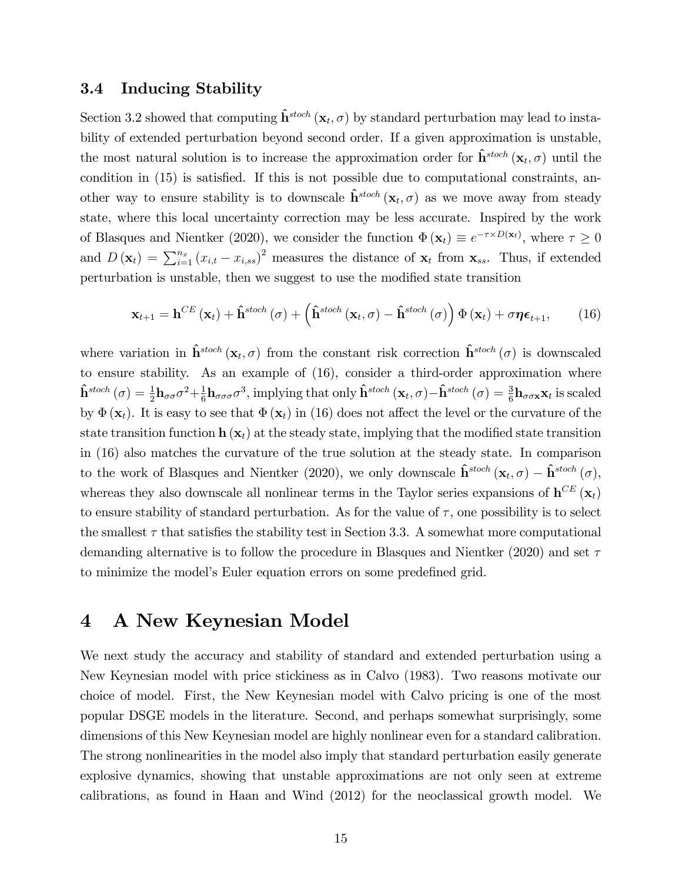### 3.4 Inducing Stability

Section 3.2 showed that computing $\hat{\mathbf{h}}^{stoch}(\mathbf{x}_t, \sigma)$ by standard perturbation may lead to instability of extended perturbation beyond second order. If a given approximation is unstable, the most natural solution is to increase the approximation order for $\hat{\mathbf{h}}^{stoch}(\mathbf{x}_t, \sigma)$ until the condition in (15) is satisfied. If this is not possible due to computational constraints, another way to ensure stability is to downscale $\hat{\mathbf{h}}^{stoch}(\mathbf{x}_t, \sigma)$ as we move away from steady state, where this local uncertainty correction may be less accurate. Inspired by the work of Blasques and Nientker (2020), we consider the function $\Phi(\mathbf{x}_t) \equiv e^{-\tau \times D(\mathbf{x}_t)}$, where $\tau \geq 0$ and $D(\mathbf{x}_t) = \sum_{i=1}^{n_x} (x_{i,t} - x_{i,ss})^2$ measures the distance of $\mathbf{x}_t$ from $\mathbf{x}_{ss}$. Thus, if extended perturbation is unstable, then we suggest to use the modified state transition

$$\mathbf{x}_{t+1} = \mathbf{h}^{CE}(\mathbf{x}_t) + \hat{\mathbf{h}}^{stoch}(\sigma) + \left(\hat{\mathbf{h}}^{stoch}(\mathbf{x}_t, \sigma) - \hat{\mathbf{h}}^{stoch}(\sigma)\right)\Phi(\mathbf{x}_t) + \sigma \boldsymbol{\eta} \boldsymbol{\epsilon}_{t+1}, \tag{16}$$

where variation in $\hat{\mathbf{h}}^{stoch}(\mathbf{x}_t, \sigma)$ from the constant risk correction $\hat{\mathbf{h}}^{stoch}(\sigma)$ is downscaled to ensure stability. As an example of (16), consider a third-order approximation where $\hat{\mathbf{h}}^{stoch}(\sigma) = \frac{1}{2}\mathbf{h}_{\sigma\sigma}\sigma^2 + \frac{1}{6}\mathbf{h}_{\sigma\sigma\sigma}\sigma^3$, implying that only $\hat{\mathbf{h}}^{stoch}(\mathbf{x}_t, \sigma) - \hat{\mathbf{h}}^{stoch}(\sigma) = \frac{3}{6}\mathbf{h}_{\sigma\sigma\mathbf{x}}\mathbf{x}_t$ is scaled by $\Phi(\mathbf{x}_t)$. It is easy to see that $\Phi(\mathbf{x}_t)$ in (16) does not affect the level or the curvature of the state transition function $\mathbf{h}(\mathbf{x}_t)$ at the steady state, implying that the modified state transition in (16) also matches the curvature of the true solution at the steady state. In comparison to the work of Blasques and Nientker (2020), we only downscale $\hat{\mathbf{h}}^{stoch}(\mathbf{x}_t, \sigma) - \hat{\mathbf{h}}^{stoch}(\sigma)$, whereas they also downscale all nonlinear terms in the Taylor series expansions of $\mathbf{h}^{CE}(\mathbf{x}_t)$ to ensure stability of standard perturbation. As for the value of $\tau$, one possibility is to select the smallest $\tau$ that satisfies the stability test in Section 3.3. A somewhat more computational demanding alternative is to follow the procedure in Blasques and Nientker (2020) and set $\tau$ to minimize the model's Euler equation errors on some predefined grid.

## 4 A New Keynesian Model

We next study the accuracy and stability of standard and extended perturbation using a New Keynesian model with price stickiness as in Calvo (1983). Two reasons motivate our choice of model. First, the New Keynesian model with Calvo pricing is one of the most popular DSGE models in the literature. Second, and perhaps somewhat surprisingly, some dimensions of this New Keynesian model are highly nonlinear even for a standard calibration. The strong nonlinearities in the model also imply that standard perturbation easily generate explosive dynamics, showing that unstable approximations are not only seen at extreme calibrations, as found in Haan and Wind (2012) for the neoclassical growth model. We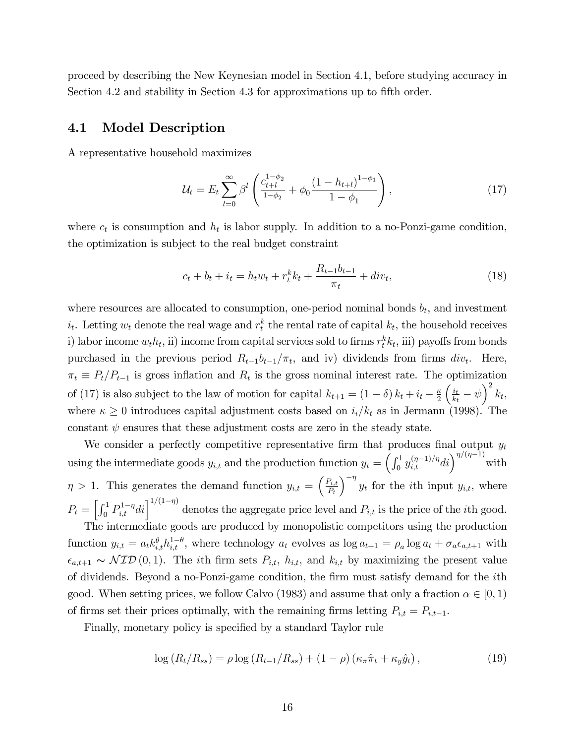proceed by describing the New Keynesian model in Section 4.1, before studying accuracy in Section 4.2 and stability in Section 4.3 for approximations up to fifth order.

## 4.1 Model Description

A representative household maximizes

$$\mathcal{U}_t = E_t \sum_{l=0}^{\infty} \beta^l \left( \frac{c_{t+l}^{1-\phi_2}}{1-\phi_2} + \phi_0 \frac{(1-h_{t+l})^{1-\phi_1}}{1-\phi_1} \right), \tag{17}$$

where $c_t$ is consumption and $h_t$ is labor supply. In addition to a no-Ponzi-game condition, the optimization is subject to the real budget constraint

$$c_t + b_t + i_t = h_t w_t + r_t^k k_t + \frac{R_{t-1} b_{t-1}}{\pi_t} + div_t, \tag{18}$$

where resources are allocated to consumption, one-period nominal bonds $b_t$, and investment $i_t$. Letting $w_t$ denote the real wage and $r_t^k$ the rental rate of capital $k_t$, the household receives i) labor income $w_t h_t$, ii) income from capital services sold to firms $r_t^k k_t$, iii) payoffs from bonds purchased in the previous period $R_{t-1} b_{t-1}/\pi_t$, and iv) dividends from firms $div_t$. Here, $\pi_t \equiv P_t/P_{t-1}$ is gross inflation and $R_t$ is the gross nominal interest rate. The optimization of (17) is also subject to the law of motion for capital $k_{t+1} = (1-\delta) k_t + i_t - \frac{\kappa}{2}\left(\frac{i_t}{k_t} - \psi\right)^2 k_t$, where $\kappa \geq 0$ introduces capital adjustment costs based on $i_t/k_t$ as in Jermann (1998). The constant $\psi$ ensures that these adjustment costs are zero in the steady state.

We consider a perfectly competitive representative firm that produces final output $y_t$ using the intermediate goods $y_{i,t}$ and the production function $y_t = \left(\int_0^1 y_{i,t}^{(\eta-1)/\eta} di\right)^{\eta/(\eta-1)}$ with $\eta > 1$. This generates the demand function $y_{i,t} = \left(\frac{P_{i,t}}{P_t}\right)^{-\eta} y_t$ for the $i$th input $y_{i,t}$, where $P_t = \left[\int_0^1 P_{i,t}^{1-\eta} di\right]^{1/(1-\eta)}$ denotes the aggregate price level and $P_{i,t}$ is the price of the $i$th good.

The intermediate goods are produced by monopolistic competitors using the production function $y_{i,t} = a_t k_{i,t}^{\theta} h_{i,t}^{1-\theta}$, where technology $a_t$ evolves as $\log a_{t+1} = \rho_a \log a_t + \sigma_a \epsilon_{a,t+1}$ with $\epsilon_{a,t+1} \sim \mathcal{NID}(0,1)$. The $i$th firm sets $P_{i,t}$, $h_{i,t}$, and $k_{i,t}$ by maximizing the present value of dividends. Beyond a no-Ponzi-game condition, the firm must satisfy demand for the $i$th good. When setting prices, we follow Calvo (1983) and assume that only a fraction $\alpha \in [0,1)$ of firms set their prices optimally, with the remaining firms letting $P_{i,t} = P_{i,t-1}$.

Finally, monetary policy is specified by a standard Taylor rule

$$\log(R_t/R_{ss}) = \rho \log(R_{t-1}/R_{ss}) + (1-\rho)(\kappa_\pi \hat{\pi}_t + \kappa_y \hat{y}_t), \tag{19}$$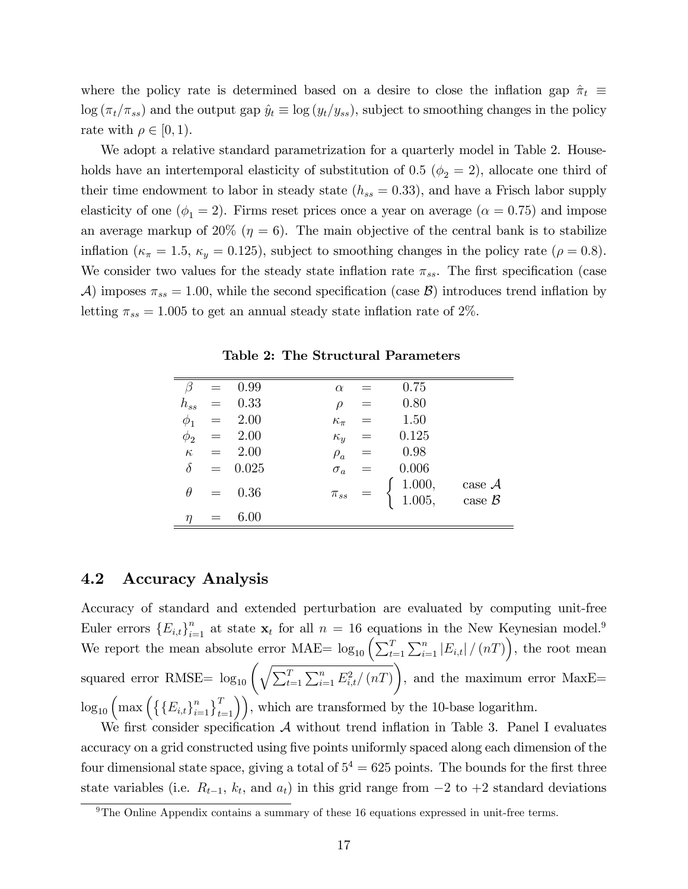where the policy rate is determined based on a desire to close the inflation gap $\hat{\pi}_t \equiv \log(\pi_t/\pi_{ss})$ and the output gap $\hat{y}_t \equiv \log(y_t/y_{ss})$, subject to smoothing changes in the policy rate with $\rho \in [0, 1)$.

We adopt a relative standard parametrization for a quarterly model in Table 2. Households have an intertemporal elasticity of substitution of 0.5 ($\phi_2 = 2$), allocate one third of their time endowment to labor in steady state ($h_{ss} = 0.33$), and have a Frisch labor supply elasticity of one ($\phi_1 = 2$). Firms reset prices once a year on average ($\alpha = 0.75$) and impose an average markup of 20% ($\eta = 6$). The main objective of the central bank is to stabilize inflation ($\kappa_\pi = 1.5$, $\kappa_y = 0.125$), subject to smoothing changes in the policy rate ($\rho = 0.8$). We consider two values for the steady state inflation rate $\pi_{ss}$. The first specification (case $\mathcal{A}$) imposes $\pi_{ss} = 1.00$, while the second specification (case $\mathcal{B}$) introduces trend inflation by letting $\pi_{ss} = 1.005$ to get an annual steady state inflation rate of 2%.

**Table 2: The Structural Parameters**

| | | | | | | |
|---|---|---|---|---|---|---|
| $\beta$ | = | 0.99 | $\alpha$ | = | 0.75 | |
| $h_{ss}$ | = | 0.33 | $\rho$ | = | 0.80 | |
| $\phi_1$ | = | 2.00 | $\kappa_\pi$ | = | 1.50 | |
| $\phi_2$ | = | 2.00 | $\kappa_y$ | = | 0.125 | |
| $\kappa$ | = | 2.00 | $\rho_a$ | = | 0.98 | |
| $\delta$ | = | 0.025 | $\sigma_a$ | = | 0.006 | |
| $\theta$ | = | 0.36 | $\pi_{ss}$ | = | 1.000, | case $\mathcal{A}$ |
| | | | | | 1.005, | case $\mathcal{B}$ |
| $\eta$ | = | 6.00 | | | | |

## 4.2 Accuracy Analysis

Accuracy of standard and extended perturbation are evaluated by computing unit-free Euler errors $\{E_{i,t}\}_{i=1}^{n}$ at state $\mathbf{x}_t$ for all $n = 16$ equations in the New Keynesian model.[9] We report the mean absolute error MAE= $\log_{10}\left(\sum_{t=1}^{T}\sum_{i=1}^{n}|E_{i,t}|/(nT)\right)$, the root mean squared error RMSE= $\log_{10}\left(\sqrt{\sum_{t=1}^{T}\sum_{i=1}^{n}E_{i,t}^{2}/(nT)}\right)$, and the maximum error MaxE= $\log_{10}\left(\max\left(\left\{\{E_{i,t}\}_{i=1}^{n}\right\}_{t=1}^{T}\right)\right)$, which are transformed by the 10-base logarithm.

We first consider specification $\mathcal{A}$ without trend inflation in Table 3. Panel I evaluates accuracy on a grid constructed using five points uniformly spaced along each dimension of the four dimensional state space, giving a total of $5^4 = 625$ points. The bounds for the first three state variables (i.e. $R_{t-1}$, $k_t$, and $a_t$) in this grid range from $-2$ to $+2$ standard deviations

[9] The Online Appendix contains a summary of these 16 equations expressed in unit-free terms.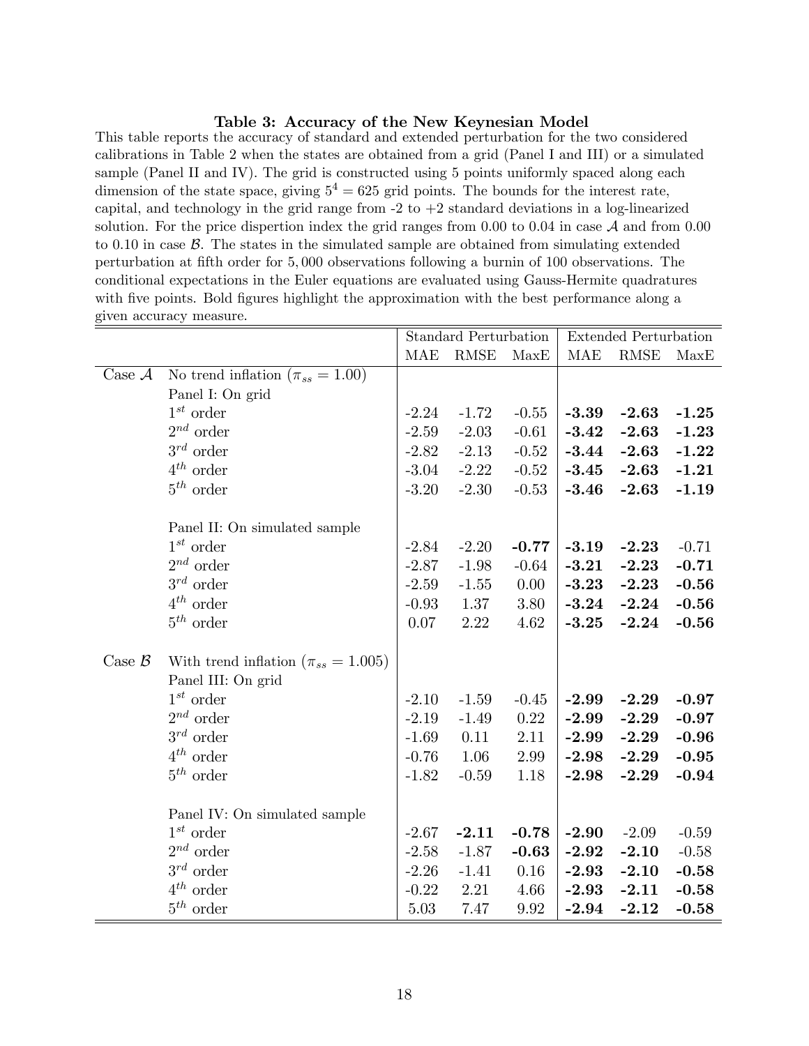**Table 3: Accuracy of the New Keynesian Model**

This table reports the accuracy of standard and extended perturbation for the two considered calibrations in Table 2 when the states are obtained from a grid (Panel I and III) or a simulated sample (Panel II and IV). The grid is constructed using 5 points uniformly spaced along each dimension of the state space, giving $5^4 = 625$ grid points. The bounds for the interest rate, capital, and technology in the grid range from -2 to +2 standard deviations in a log-linearized solution. For the price dispertion index the grid ranges from 0.00 to 0.04 in case $\mathcal{A}$ and from 0.00 to 0.10 in case $\mathcal{B}$. The states in the simulated sample are obtained from simulating extended perturbation at fifth order for 5,000 observations following a burnin of 100 observations. The conditional expectations in the Euler equations are evaluated using Gauss-Hermite quadratures with five points. Bold figures highlight the approximation with the best performance along a given accuracy measure.

| | | Standard Perturbation | | | Extended Perturbation | | |
|---|---|---|---|---|---|---|---|
| | | MAE | RMSE | MaxE | MAE | RMSE | MaxE |
| Case $\mathcal{A}$ | No trend inflation ($\pi_{ss} = 1.00$) | | | | | | |
| | Panel I: On grid | | | | | | |
| | $1^{st}$ order | -2.24 | -1.72 | -0.55 | **-3.39** | **-2.63** | **-1.25** |
| | $2^{nd}$ order | -2.59 | -2.03 | -0.61 | **-3.42** | **-2.63** | **-1.23** |
| | $3^{rd}$ order | -2.82 | -2.13 | -0.52 | **-3.44** | **-2.63** | **-1.22** |
| | $4^{th}$ order | -3.04 | -2.22 | -0.52 | **-3.45** | **-2.63** | **-1.21** |
| | $5^{th}$ order | -3.20 | -2.30 | -0.53 | **-3.46** | **-2.63** | **-1.19** |
| | Panel II: On simulated sample | | | | | | |
| | $1^{st}$ order | -2.84 | -2.20 | **-0.77** | **-3.19** | **-2.23** | -0.71 |
| | $2^{nd}$ order | -2.87 | -1.98 | -0.64 | **-3.21** | **-2.23** | **-0.71** |
| | $3^{rd}$ order | -2.59 | -1.55 | 0.00 | **-3.23** | **-2.23** | **-0.56** |
| | $4^{th}$ order | -0.93 | 1.37 | 3.80 | **-3.24** | **-2.24** | **-0.56** |
| | $5^{th}$ order | 0.07 | 2.22 | 4.62 | **-3.25** | **-2.24** | **-0.56** |
| Case $\mathcal{B}$ | With trend inflation ($\pi_{ss} = 1.005$) | | | | | | |
| | Panel III: On grid | | | | | | |
| | $1^{st}$ order | -2.10 | -1.59 | -0.45 | **-2.99** | **-2.29** | **-0.97** |
| | $2^{nd}$ order | -2.19 | -1.49 | 0.22 | **-2.99** | **-2.29** | **-0.97** |
| | $3^{rd}$ order | -1.69 | 0.11 | 2.11 | **-2.99** | **-2.29** | **-0.96** |
| | $4^{th}$ order | -0.76 | 1.06 | 2.99 | **-2.98** | **-2.29** | **-0.95** |
| | $5^{th}$ order | -1.82 | -0.59 | 1.18 | **-2.98** | **-2.29** | **-0.94** |
| | Panel IV: On simulated sample | | | | | | |
| | $1^{st}$ order | -2.67 | **-2.11** | **-0.78** | **-2.90** | -2.09 | -0.59 |
| | $2^{nd}$ order | -2.58 | -1.87 | **-0.63** | **-2.92** | **-2.10** | -0.58 |
| | $3^{rd}$ order | -2.26 | -1.41 | 0.16 | **-2.93** | **-2.10** | **-0.58** |
| | $4^{th}$ order | -0.22 | 2.21 | 4.66 | **-2.93** | **-2.11** | **-0.58** |
| | $5^{th}$ order | 5.03 | 7.47 | 9.92 | **-2.94** | **-2.12** | **-0.58** |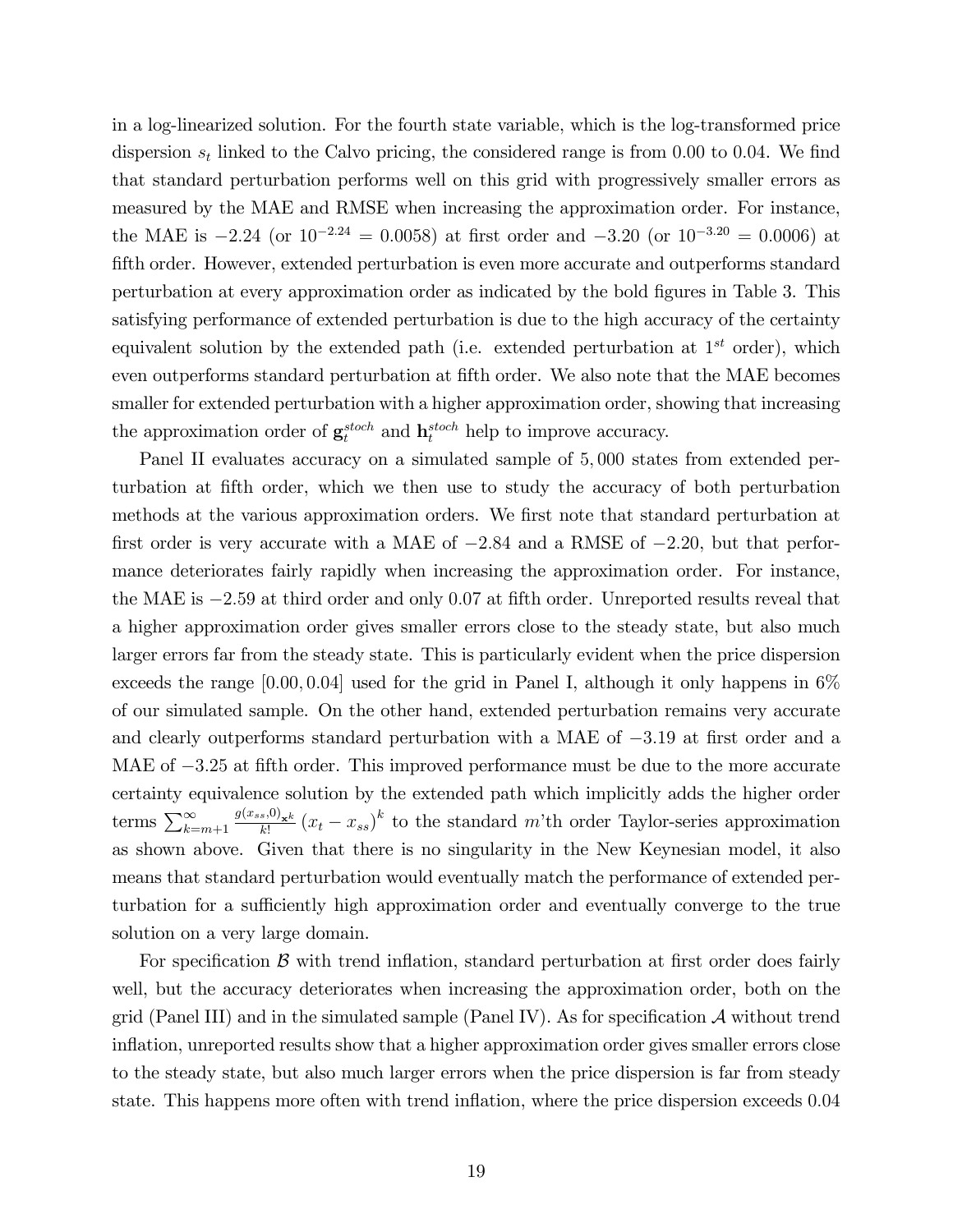in a log-linearized solution. For the fourth state variable, which is the log-transformed price dispersion $s_t$ linked to the Calvo pricing, the considered range is from 0.00 to 0.04. We find that standard perturbation performs well on this grid with progressively smaller errors as measured by the MAE and RMSE when increasing the approximation order. For instance, the MAE is $-2.24$ (or $10^{-2.24} = 0.0058$) at first order and $-3.20$ (or $10^{-3.20} = 0.0006$) at fifth order. However, extended perturbation is even more accurate and outperforms standard perturbation at every approximation order as indicated by the bold figures in Table 3. This satisfying performance of extended perturbation is due to the high accuracy of the certainty equivalent solution by the extended path (i.e. extended perturbation at $1^{st}$ order), which even outperforms standard perturbation at fifth order. We also note that the MAE becomes smaller for extended perturbation with a higher approximation order, showing that increasing the approximation order of $\mathbf{g}_t^{stoch}$ and $\mathbf{h}_t^{stoch}$ help to improve accuracy.

Panel II evaluates accuracy on a simulated sample of 5,000 states from extended perturbation at fifth order, which we then use to study the accuracy of both perturbation methods at the various approximation orders. We first note that standard perturbation at first order is very accurate with a MAE of $-2.84$ and a RMSE of $-2.20$, but that performance deteriorates fairly rapidly when increasing the approximation order. For instance, the MAE is $-2.59$ at third order and only 0.07 at fifth order. Unreported results reveal that a higher approximation order gives smaller errors close to the steady state, but also much larger errors far from the steady state. This is particularly evident when the price dispersion exceeds the range $[0.00, 0.04]$ used for the grid in Panel I, although it only happens in 6% of our simulated sample. On the other hand, extended perturbation remains very accurate and clearly outperforms standard perturbation with a MAE of $-3.19$ at first order and a MAE of $-3.25$ at fifth order. This improved performance must be due to the more accurate certainty equivalence solution by the extended path which implicitly adds the higher order terms $\sum_{k=m+1}^{\infty} \frac{g(x_{ss},0)_{\mathbf{x}^k}}{k!} (x_t - x_{ss})^k$ to the standard $m$'th order Taylor-series approximation as shown above. Given that there is no singularity in the New Keynesian model, it also means that standard perturbation would eventually match the performance of extended perturbation for a sufficiently high approximation order and eventually converge to the true solution on a very large domain.

For specification $\mathcal{B}$ with trend inflation, standard perturbation at first order does fairly well, but the accuracy deteriorates when increasing the approximation order, both on the grid (Panel III) and in the simulated sample (Panel IV). As for specification $\mathcal{A}$ without trend inflation, unreported results show that a higher approximation order gives smaller errors close to the steady state, but also much larger errors when the price dispersion is far from steady state. This happens more often with trend inflation, where the price dispersion exceeds 0.04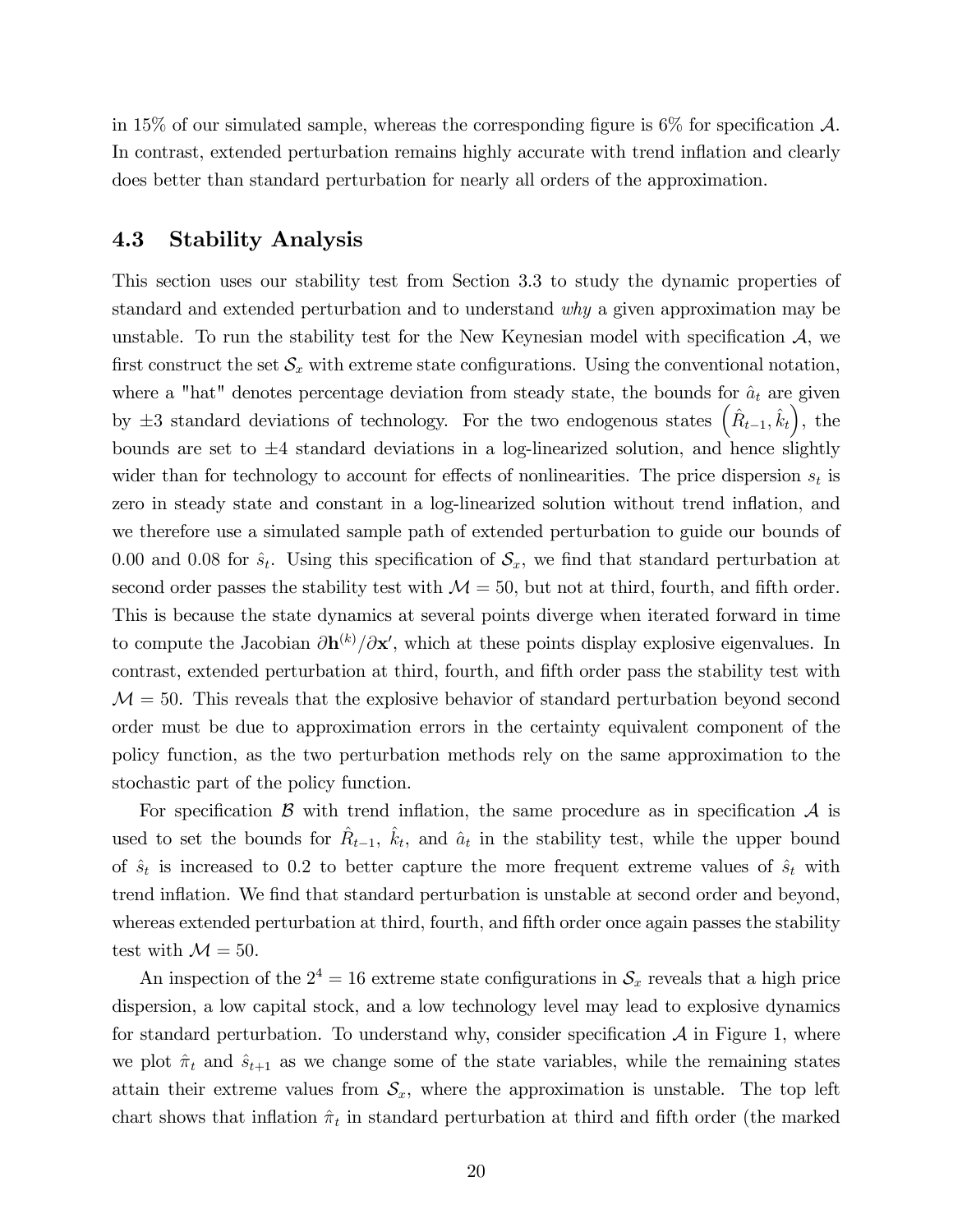in 15% of our simulated sample, whereas the corresponding figure is 6% for specification $\mathcal{A}$. In contrast, extended perturbation remains highly accurate with trend inflation and clearly does better than standard perturbation for nearly all orders of the approximation.

### 4.3 Stability Analysis

This section uses our stability test from Section 3.3 to study the dynamic properties of standard and extended perturbation and to understand *why* a given approximation may be unstable. To run the stability test for the New Keynesian model with specification $\mathcal{A}$, we first construct the set $\mathcal{S}_x$ with extreme state configurations. Using the conventional notation, where a "hat" denotes percentage deviation from steady state, the bounds for $\hat{a}_t$ are given by $\pm 3$ standard deviations of technology. For the two endogenous states $\left(\hat{R}_{t-1}, \hat{k}_t\right)$, the bounds are set to $\pm 4$ standard deviations in a log-linearized solution, and hence slightly wider than for technology to account for effects of nonlinearities. The price dispersion $s_t$ is zero in steady state and constant in a log-linearized solution without trend inflation, and we therefore use a simulated sample path of extended perturbation to guide our bounds of 0.00 and 0.08 for $\hat{s}_t$. Using this specification of $\mathcal{S}_x$, we find that standard perturbation at second order passes the stability test with $\mathcal{M} = 50$, but not at third, fourth, and fifth order. This is because the state dynamics at several points diverge when iterated forward in time to compute the Jacobian $\partial \mathbf{h}^{(k)}/\partial \mathbf{x}'$, which at these points display explosive eigenvalues. In contrast, extended perturbation at third, fourth, and fifth order pass the stability test with $\mathcal{M} = 50$. This reveals that the explosive behavior of standard perturbation beyond second order must be due to approximation errors in the certainty equivalent component of the policy function, as the two perturbation methods rely on the same approximation to the stochastic part of the policy function.

For specification $\mathcal{B}$ with trend inflation, the same procedure as in specification $\mathcal{A}$ is used to set the bounds for $\hat{R}_{t-1}$, $\hat{k}_t$, and $\hat{a}_t$ in the stability test, while the upper bound of $\hat{s}_t$ is increased to 0.2 to better capture the more frequent extreme values of $\hat{s}_t$ with trend inflation. We find that standard perturbation is unstable at second order and beyond, whereas extended perturbation at third, fourth, and fifth order once again passes the stability test with $\mathcal{M} = 50$.

An inspection of the $2^4 = 16$ extreme state configurations in $\mathcal{S}_x$ reveals that a high price dispersion, a low capital stock, and a low technology level may lead to explosive dynamics for standard perturbation. To understand why, consider specification $\mathcal{A}$ in Figure 1, where we plot $\hat{\pi}_t$ and $\hat{s}_{t+1}$ as we change some of the state variables, while the remaining states attain their extreme values from $\mathcal{S}_x$, where the approximation is unstable. The top left chart shows that inflation $\hat{\pi}_t$ in standard perturbation at third and fifth order (the marked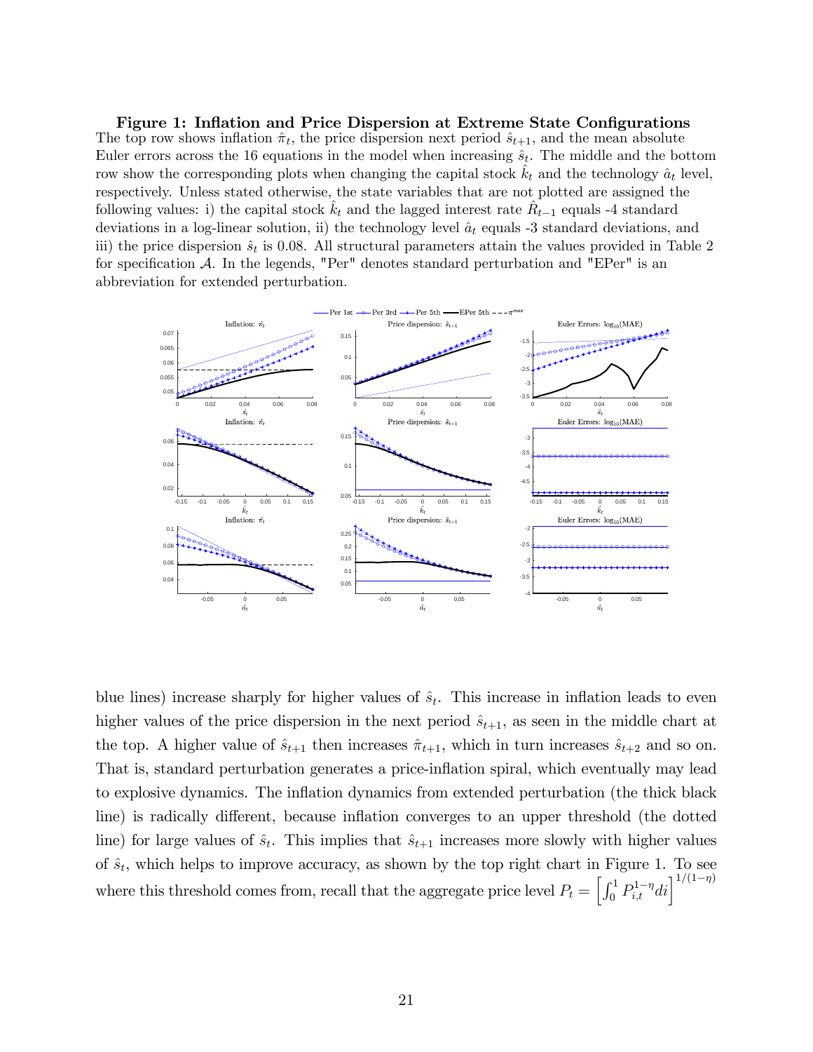**Figure 1: Inflation and Price Dispersion at Extreme State Configurations**
The top row shows inflation $\hat{\pi}_t$, the price dispersion next period $\hat{s}_{t+1}$, and the mean absolute Euler errors across the 16 equations in the model when increasing $\hat{s}_t$. The middle and the bottom row show the corresponding plots when changing the capital stock $\hat{k}_t$ and the technology $\hat{a}_t$ level, respectively. Unless stated otherwise, the state variables that are not plotted are assigned the following values: i) the capital stock $\hat{k}_t$ and the lagged interest rate $\hat{R}_{t-1}$ equals -4 standard deviations in a log-linear solution, ii) the technology level $\hat{a}_t$ equals -3 standard deviations, and iii) the price dispersion $\hat{s}_t$ is 0.08. All structural parameters attain the values provided in Table 2 for specification $\mathcal{A}$. In the legends, "Per" denotes standard perturbation and "EPer" is an abbreviation for extended perturbation.

blue lines) increase sharply for higher values of $\hat{s}_t$. This increase in inflation leads to even higher values of the price dispersion in the next period $\hat{s}_{t+1}$, as seen in the middle chart at the top. A higher value of $\hat{s}_{t+1}$ then increases $\hat{\pi}_{t+1}$, which in turn increases $\hat{s}_{t+2}$ and so on. That is, standard perturbation generates a price-inflation spiral, which eventually may lead to explosive dynamics. The inflation dynamics from extended perturbation (the thick black line) is radically different, because inflation converges to an upper threshold (the dotted line) for large values of $\hat{s}_t$. This implies that $\hat{s}_{t+1}$ increases more slowly with higher values of $\hat{s}_t$, which helps to improve accuracy, as shown by the top right chart in Figure 1. To see where this threshold comes from, recall that the aggregate price level $P_t = \left[\int_0^1 P_{i,t}^{1-\eta} di\right]^{1/(1-\eta)}$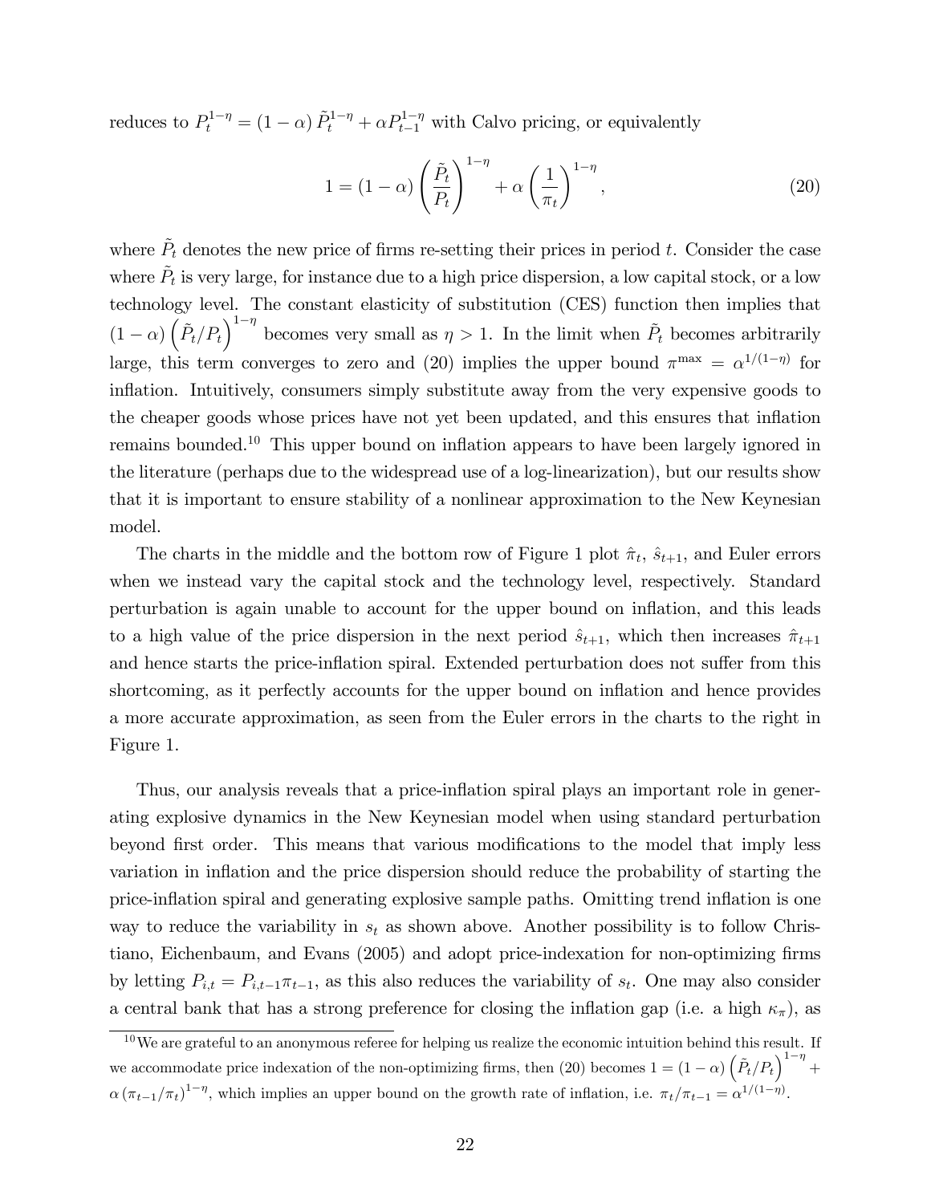reduces to $P_t^{1-\eta} = (1-\alpha)\tilde{P}_t^{1-\eta} + \alpha P_{t-1}^{1-\eta}$ with Calvo pricing, or equivalently

$$1 = (1-\alpha)\left(\frac{\tilde{P}_t}{P_t}\right)^{1-\eta} + \alpha\left(\frac{1}{\pi_t}\right)^{1-\eta}, \tag{20}$$

where $\tilde{P}_t$ denotes the new price of firms re-setting their prices in period $t$. Consider the case where $\tilde{P}_t$ is very large, for instance due to a high price dispersion, a low capital stock, or a low technology level. The constant elasticity of substitution (CES) function then implies that $(1-\alpha)\left(\tilde{P}_t/P_t\right)^{1-\eta}$ becomes very small as $\eta > 1$. In the limit when $\tilde{P}_t$ becomes arbitrarily large, this term converges to zero and (20) implies the upper bound $\pi^{\max} = \alpha^{1/(1-\eta)}$ for inflation. Intuitively, consumers simply substitute away from the very expensive goods to the cheaper goods whose prices have not yet been updated, and this ensures that inflation remains bounded.[10] This upper bound on inflation appears to have been largely ignored in the literature (perhaps due to the widespread use of a log-linearization), but our results show that it is important to ensure stability of a nonlinear approximation to the New Keynesian model.

The charts in the middle and the bottom row of Figure 1 plot $\hat{\pi}_t$, $\hat{s}_{t+1}$, and Euler errors when we instead vary the capital stock and the technology level, respectively. Standard perturbation is again unable to account for the upper bound on inflation, and this leads to a high value of the price dispersion in the next period $\hat{s}_{t+1}$, which then increases $\hat{\pi}_{t+1}$ and hence starts the price-inflation spiral. Extended perturbation does not suffer from this shortcoming, as it perfectly accounts for the upper bound on inflation and hence provides a more accurate approximation, as seen from the Euler errors in the charts to the right in Figure 1.

Thus, our analysis reveals that a price-inflation spiral plays an important role in generating explosive dynamics in the New Keynesian model when using standard perturbation beyond first order. This means that various modifications to the model that imply less variation in inflation and the price dispersion should reduce the probability of starting the price-inflation spiral and generating explosive sample paths. Omitting trend inflation is one way to reduce the variability in $s_t$ as shown above. Another possibility is to follow Christiano, Eichenbaum, and Evans (2005) and adopt price-indexation for non-optimizing firms by letting $P_{i,t} = P_{i,t-1}\pi_{t-1}$, as this also reduces the variability of $s_t$. One may also consider a central bank that has a strong preference for closing the inflation gap (i.e. a high $\kappa_\pi$), as

[10] We are grateful to an anonymous referee for helping us realize the economic intuition behind this result. If we accommodate price indexation of the non-optimizing firms, then (20) becomes $1 = (1-\alpha)\left(\tilde{P}_t/P_t\right)^{1-\eta} + \alpha\left(\pi_{t-1}/\pi_t\right)^{1-\eta}$, which implies an upper bound on the growth rate of inflation, i.e. $\pi_t/\pi_{t-1} = \alpha^{1/(1-\eta)}$.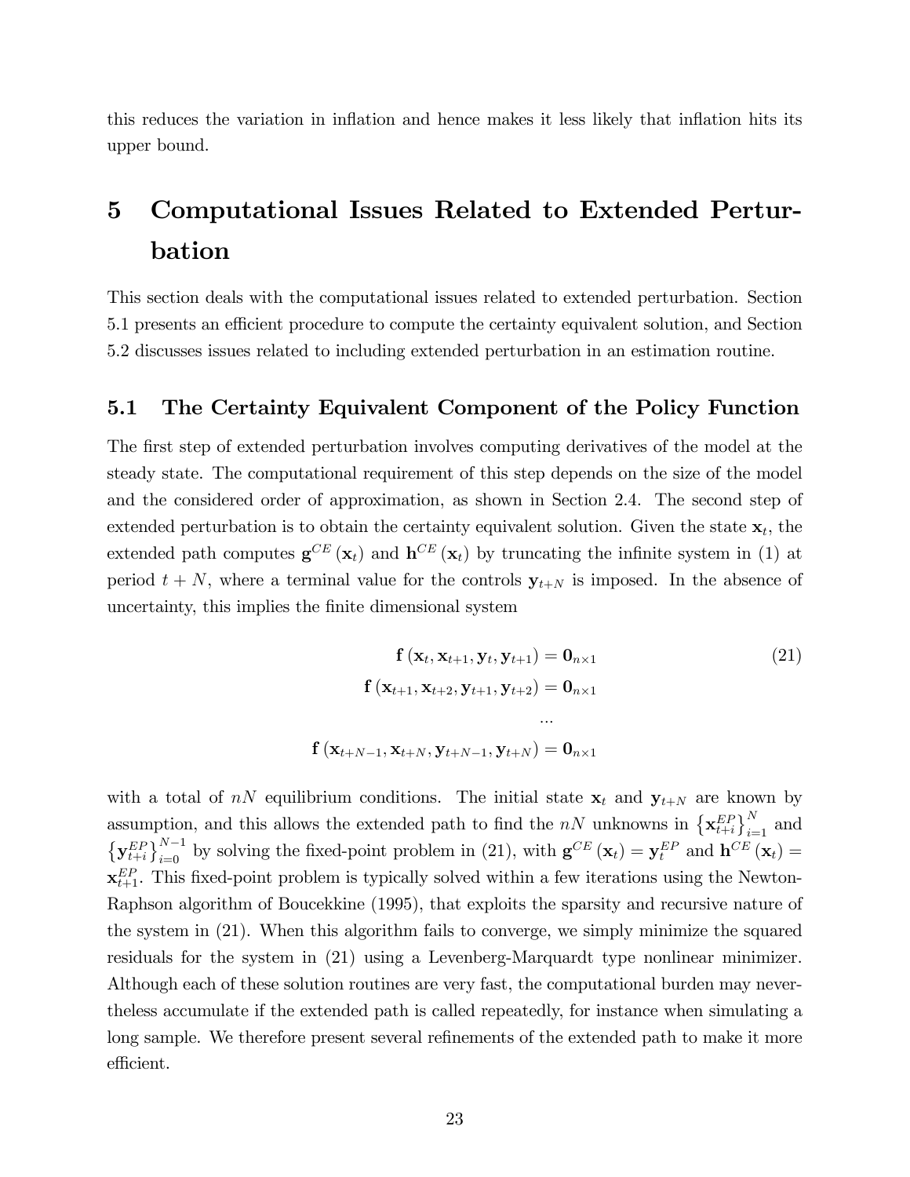this reduces the variation in inflation and hence makes it less likely that inflation hits its upper bound.

# 5 Computational Issues Related to Extended Perturbation

This section deals with the computational issues related to extended perturbation. Section 5.1 presents an efficient procedure to compute the certainty equivalent solution, and Section 5.2 discusses issues related to including extended perturbation in an estimation routine.

## 5.1 The Certainty Equivalent Component of the Policy Function

The first step of extended perturbation involves computing derivatives of the model at the steady state. The computational requirement of this step depends on the size of the model and the considered order of approximation, as shown in Section 2.4. The second step of extended perturbation is to obtain the certainty equivalent solution. Given the state $\mathbf{x}_t$, the extended path computes $\mathbf{g}^{CE}(\mathbf{x}_t)$ and $\mathbf{h}^{CE}(\mathbf{x}_t)$ by truncating the infinite system in (1) at period $t+N$, where a terminal value for the controls $\mathbf{y}_{t+N}$ is imposed. In the absence of uncertainty, this implies the finite dimensional system

$$
\begin{aligned}
\mathbf{f}(\mathbf{x}_t, \mathbf{x}_{t+1}, \mathbf{y}_t, \mathbf{y}_{t+1}) &= \mathbf{0}_{n\times 1} \\
\mathbf{f}(\mathbf{x}_{t+1}, \mathbf{x}_{t+2}, \mathbf{y}_{t+1}, \mathbf{y}_{t+2}) &= \mathbf{0}_{n\times 1} \\
&\ldots \\
\mathbf{f}(\mathbf{x}_{t+N-1}, \mathbf{x}_{t+N}, \mathbf{y}_{t+N-1}, \mathbf{y}_{t+N}) &= \mathbf{0}_{n\times 1}
\end{aligned}
\tag{21}
$$

with a total of $nN$ equilibrium conditions. The initial state $\mathbf{x}_t$ and $\mathbf{y}_{t+N}$ are known by assumption, and this allows the extended path to find the $nN$ unknowns in $\left\{\mathbf{x}_{t+i}^{EP}\right\}_{i=1}^{N}$ and $\left\{\mathbf{y}_{t+i}^{EP}\right\}_{i=0}^{N-1}$ by solving the fixed-point problem in (21), with $\mathbf{g}^{CE}(\mathbf{x}_t) = \mathbf{y}_t^{EP}$ and $\mathbf{h}^{CE}(\mathbf{x}_t) = \mathbf{x}_{t+1}^{EP}$. This fixed-point problem is typically solved within a few iterations using the Newton-Raphson algorithm of Boucekkine (1995), that exploits the sparsity and recursive nature of the system in (21). When this algorithm fails to converge, we simply minimize the squared residuals for the system in (21) using a Levenberg-Marquardt type nonlinear minimizer. Although each of these solution routines are very fast, the computational burden may nevertheless accumulate if the extended path is called repeatedly, for instance when simulating a long sample. We therefore present several refinements of the extended path to make it more efficient.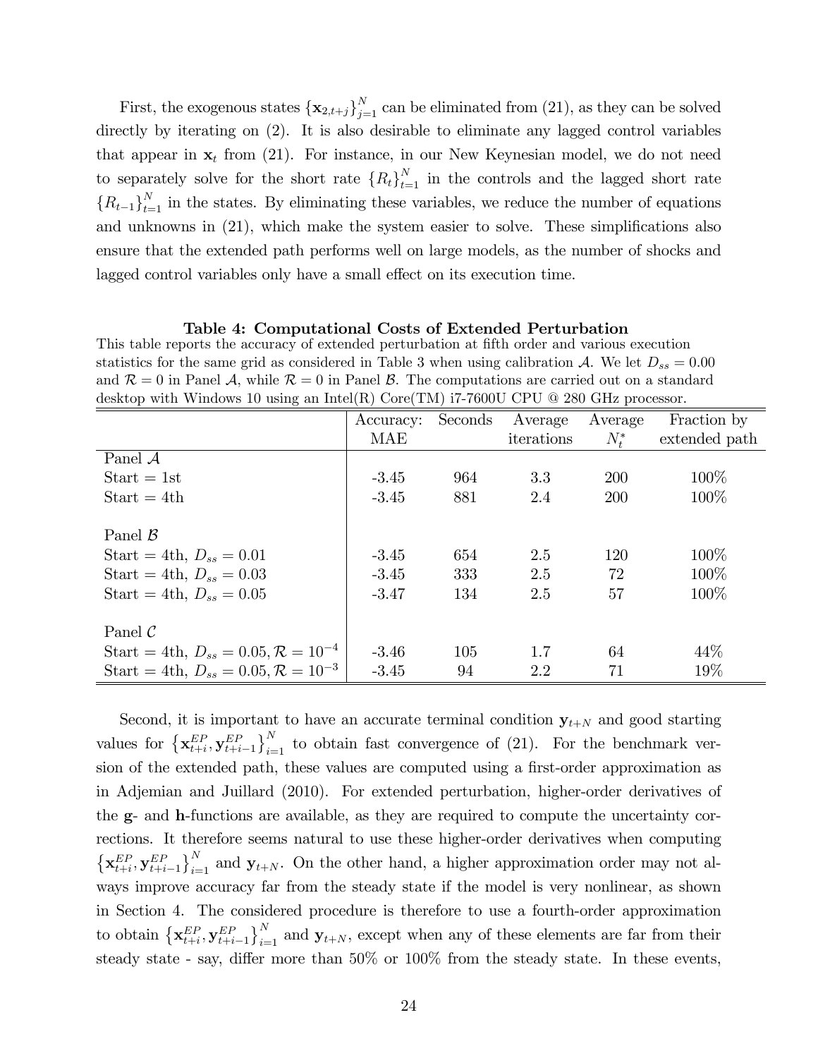First, the exogenous states $\{\mathbf{x}_{2,t+j}\}_{j=1}^{N}$ can be eliminated from (21), as they can be solved directly by iterating on (2). It is also desirable to eliminate any lagged control variables that appear in $\mathbf{x}_t$ from (21). For instance, in our New Keynesian model, we do not need to separately solve for the short rate $\{R_t\}_{t=1}^{N}$ in the controls and the lagged short rate $\{R_{t-1}\}_{t=1}^{N}$ in the states. By eliminating these variables, we reduce the number of equations and unknowns in (21), which make the system easier to solve. These simplifications also ensure that the extended path performs well on large models, as the number of shocks and lagged control variables only have a small effect on its execution time.

**Table 4: Computational Costs of Extended Perturbation**

This table reports the accuracy of extended perturbation at fifth order and various execution statistics for the same grid as considered in Table 3 when using calibration $\mathcal{A}$. We let $D_{ss} = 0.00$ and $\mathcal{R} = 0$ in Panel $\mathcal{A}$, while $\mathcal{R} = 0$ in Panel $\mathcal{B}$. The computations are carried out on a standard desktop with Windows 10 using an Intel(R) Core(TM) i7-7600U CPU @ 280 GHz processor.

| | Accuracy: MAE | Seconds | Average iterations | Average $N_t^*$ | Fraction by extended path |
|---|---|---|---|---|---|
| Panel $\mathcal{A}$ | | | | | |
| Start = 1st | -3.45 | 964 | 3.3 | 200 | 100% |
| Start = 4th | -3.45 | 881 | 2.4 | 200 | 100% |
| | | | | | |
| Panel $\mathcal{B}$ | | | | | |
| Start = 4th, $D_{ss} = 0.01$ | -3.45 | 654 | 2.5 | 120 | 100% |
| Start = 4th, $D_{ss} = 0.03$ | -3.45 | 333 | 2.5 | 72 | 100% |
| Start = 4th, $D_{ss} = 0.05$ | -3.47 | 134 | 2.5 | 57 | 100% |
| | | | | | |
| Panel $\mathcal{C}$ | | | | | |
| Start = 4th, $D_{ss} = 0.05, \mathcal{R} = 10^{-4}$ | -3.46 | 105 | 1.7 | 64 | 44% |
| Start = 4th, $D_{ss} = 0.05, \mathcal{R} = 10^{-3}$ | -3.45 | 94 | 2.2 | 71 | 19% |

Second, it is important to have an accurate terminal condition $\mathbf{y}_{t+N}$ and good starting values for $\left\{\mathbf{x}_{t+i}^{EP}, \mathbf{y}_{t+i-1}^{EP}\right\}_{i=1}^{N}$ to obtain fast convergence of (21). For the benchmark version of the extended path, these values are computed using a first-order approximation as in Adjemian and Juillard (2010). For extended perturbation, higher-order derivatives of the $\mathbf{g}$- and $\mathbf{h}$-functions are available, as they are required to compute the uncertainty corrections. It therefore seems natural to use these higher-order derivatives when computing $\left\{\mathbf{x}_{t+i}^{EP}, \mathbf{y}_{t+i-1}^{EP}\right\}_{i=1}^{N}$ and $\mathbf{y}_{t+N}$. On the other hand, a higher approximation order may not always improve accuracy far from the steady state if the model is very nonlinear, as shown in Section 4. The considered procedure is therefore to use a fourth-order approximation to obtain $\left\{\mathbf{x}_{t+i}^{EP}, \mathbf{y}_{t+i-1}^{EP}\right\}_{i=1}^{N}$ and $\mathbf{y}_{t+N}$, except when any of these elements are far from their steady state - say, differ more than 50% or 100% from the steady state. In these events,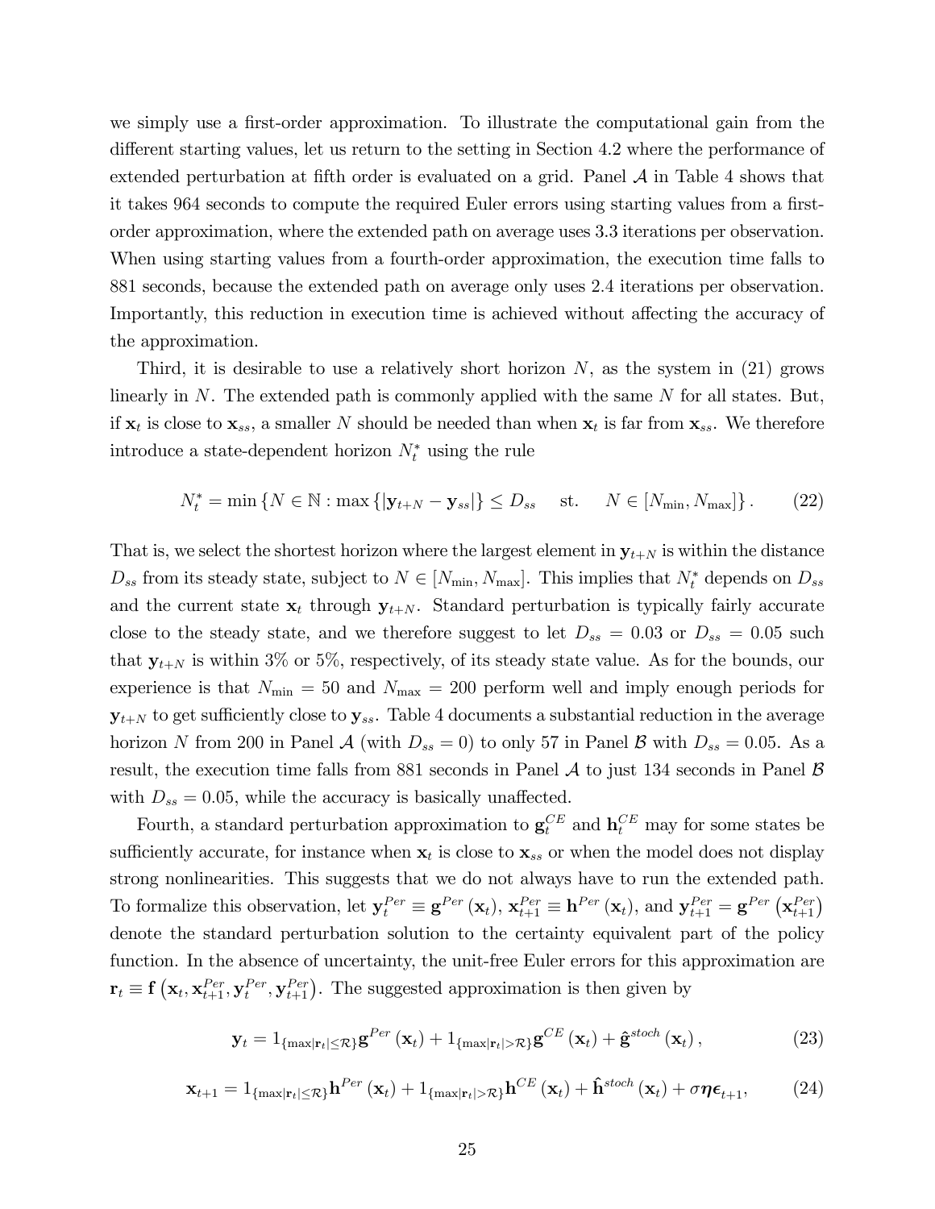we simply use a first-order approximation. To illustrate the computational gain from the different starting values, let us return to the setting in Section 4.2 where the performance of extended perturbation at fifth order is evaluated on a grid. Panel $\mathcal{A}$ in Table 4 shows that it takes 964 seconds to compute the required Euler errors using starting values from a first-order approximation, where the extended path on average uses 3.3 iterations per observation. When using starting values from a fourth-order approximation, the execution time falls to 881 seconds, because the extended path on average only uses 2.4 iterations per observation. Importantly, this reduction in execution time is achieved without affecting the accuracy of the approximation.

Third, it is desirable to use a relatively short horizon $N$, as the system in (21) grows linearly in $N$. The extended path is commonly applied with the same $N$ for all states. But, if $\mathbf{x}_t$ is close to $\mathbf{x}_{ss}$, a smaller $N$ should be needed than when $\mathbf{x}_t$ is far from $\mathbf{x}_{ss}$. We therefore introduce a state-dependent horizon $N_t^*$ using the rule

$$N_t^* = \min\left\{N \in \mathbb{N} : \max\left\{|\mathbf{y}_{t+N} - \mathbf{y}_{ss}|\right\} \le D_{ss} \quad \text{st.} \quad N \in [N_{\min}, N_{\max}]\right\}. \tag{22}$$

That is, we select the shortest horizon where the largest element in $\mathbf{y}_{t+N}$ is within the distance $D_{ss}$ from its steady state, subject to $N \in [N_{\min}, N_{\max}]$. This implies that $N_t^*$ depends on $D_{ss}$ and the current state $\mathbf{x}_t$ through $\mathbf{y}_{t+N}$. Standard perturbation is typically fairly accurate close to the steady state, and we therefore suggest to let $D_{ss} = 0.03$ or $D_{ss} = 0.05$ such that $\mathbf{y}_{t+N}$ is within 3% or 5%, respectively, of its steady state value. As for the bounds, our experience is that $N_{\min} = 50$ and $N_{\max} = 200$ perform well and imply enough periods for $\mathbf{y}_{t+N}$ to get sufficiently close to $\mathbf{y}_{ss}$. Table 4 documents a substantial reduction in the average horizon $N$ from 200 in Panel $\mathcal{A}$ (with $D_{ss} = 0$) to only 57 in Panel $\mathcal{B}$ with $D_{ss} = 0.05$. As a result, the execution time falls from 881 seconds in Panel $\mathcal{A}$ to just 134 seconds in Panel $\mathcal{B}$ with $D_{ss} = 0.05$, while the accuracy is basically unaffected.

Fourth, a standard perturbation approximation to $\mathbf{g}_t^{CE}$ and $\mathbf{h}_t^{CE}$ may for some states be sufficiently accurate, for instance when $\mathbf{x}_t$ is close to $\mathbf{x}_{ss}$ or when the model does not display strong nonlinearities. This suggests that we do not always have to run the extended path. To formalize this observation, let $\mathbf{y}_t^{Per} \equiv \mathbf{g}^{Per}(\mathbf{x}_t)$, $\mathbf{x}_{t+1}^{Per} \equiv \mathbf{h}^{Per}(\mathbf{x}_t)$, and $\mathbf{y}_{t+1}^{Per} = \mathbf{g}^{Per}\left(\mathbf{x}_{t+1}^{Per}\right)$ denote the standard perturbation solution to the certainty equivalent part of the policy function. In the absence of uncertainty, the unit-free Euler errors for this approximation are $\mathbf{r}_t \equiv \mathbf{f}\left(\mathbf{x}_t, \mathbf{x}_{t+1}^{Per}, \mathbf{y}_t^{Per}, \mathbf{y}_{t+1}^{Per}\right)$. The suggested approximation is then given by

$$\mathbf{y}_t = 1_{\{\max|\mathbf{r}_t| \le \mathcal{R}\}} \mathbf{g}^{Per}(\mathbf{x}_t) + 1_{\{\max|\mathbf{r}_t| > \mathcal{R}\}} \mathbf{g}^{CE}(\mathbf{x}_t) + \hat{\mathbf{g}}^{stoch}(\mathbf{x}_t), \tag{23}$$

$$\mathbf{x}_{t+1} = 1_{\{\max|\mathbf{r}_t| \le \mathcal{R}\}} \mathbf{h}^{Per}(\mathbf{x}_t) + 1_{\{\max|\mathbf{r}_t| > \mathcal{R}\}} \mathbf{h}^{CE}(\mathbf{x}_t) + \hat{\mathbf{h}}^{stoch}(\mathbf{x}_t) + \sigma \boldsymbol{\eta} \boldsymbol{\epsilon}_{t+1}, \tag{24}$$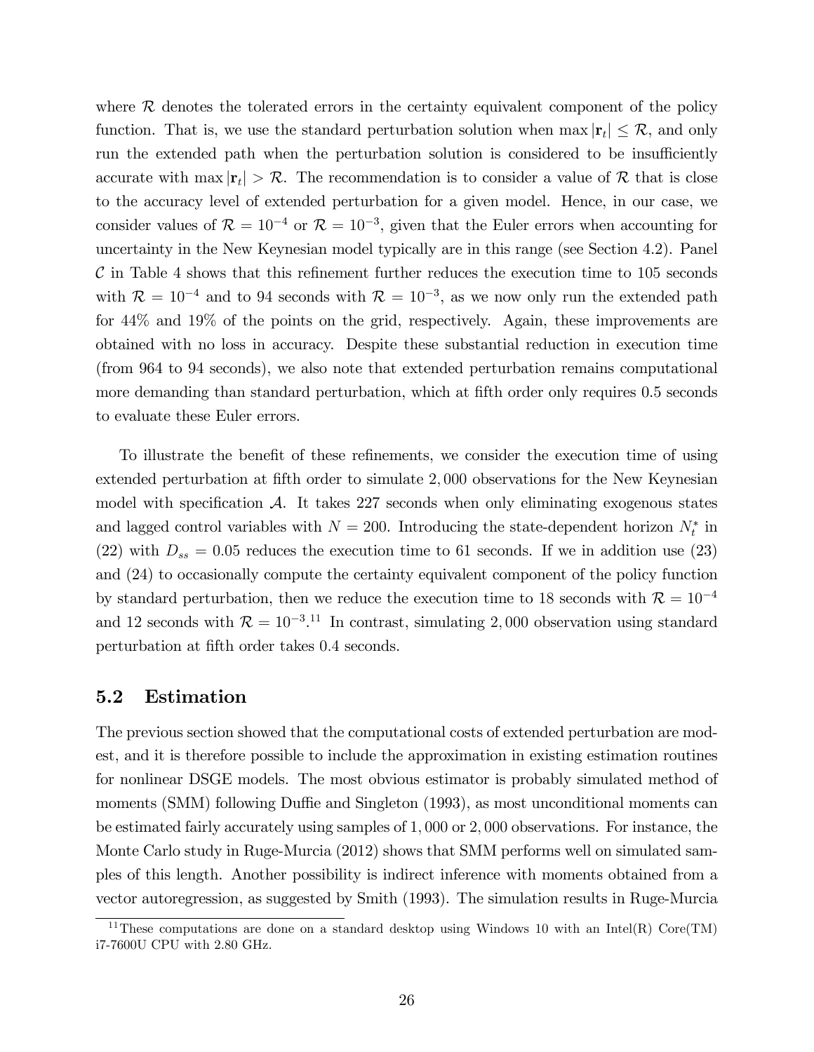where $\mathcal{R}$ denotes the tolerated errors in the certainty equivalent component of the policy function. That is, we use the standard perturbation solution when $\max |\mathbf{r}_t| \leq \mathcal{R}$, and only run the extended path when the perturbation solution is considered to be insufficiently accurate with $\max |\mathbf{r}_t| > \mathcal{R}$. The recommendation is to consider a value of $\mathcal{R}$ that is close to the accuracy level of extended perturbation for a given model. Hence, in our case, we consider values of $\mathcal{R} = 10^{-4}$ or $\mathcal{R} = 10^{-3}$, given that the Euler errors when accounting for uncertainty in the New Keynesian model typically are in this range (see Section 4.2). Panel $\mathcal{C}$ in Table 4 shows that this refinement further reduces the execution time to 105 seconds with $\mathcal{R} = 10^{-4}$ and to 94 seconds with $\mathcal{R} = 10^{-3}$, as we now only run the extended path for 44% and 19% of the points on the grid, respectively. Again, these improvements are obtained with no loss in accuracy. Despite these substantial reduction in execution time (from 964 to 94 seconds), we also note that extended perturbation remains computational more demanding than standard perturbation, which at fifth order only requires 0.5 seconds to evaluate these Euler errors.

To illustrate the benefit of these refinements, we consider the execution time of using extended perturbation at fifth order to simulate 2,000 observations for the New Keynesian model with specification $\mathcal{A}$. It takes 227 seconds when only eliminating exogenous states and lagged control variables with $N = 200$. Introducing the state-dependent horizon $N_t^*$ in (22) with $D_{ss} = 0.05$ reduces the execution time to 61 seconds. If we in addition use (23) and (24) to occasionally compute the certainty equivalent component of the policy function by standard perturbation, then we reduce the execution time to 18 seconds with $\mathcal{R} = 10^{-4}$ and 12 seconds with $\mathcal{R} = 10^{-3}$.[11] In contrast, simulating 2,000 observation using standard perturbation at fifth order takes 0.4 seconds.

## 5.2 Estimation

The previous section showed that the computational costs of extended perturbation are modest, and it is therefore possible to include the approximation in existing estimation routines for nonlinear DSGE models. The most obvious estimator is probably simulated method of moments (SMM) following Duffie and Singleton (1993), as most unconditional moments can be estimated fairly accurately using samples of 1,000 or 2,000 observations. For instance, the Monte Carlo study in Ruge-Murcia (2012) shows that SMM performs well on simulated samples of this length. Another possibility is indirect inference with moments obtained from a vector autoregression, as suggested by Smith (1993). The simulation results in Ruge-Murcia

[11] These computations are done on a standard desktop using Windows 10 with an Intel(R) Core(TM) i7-7600U CPU with 2.80 GHz.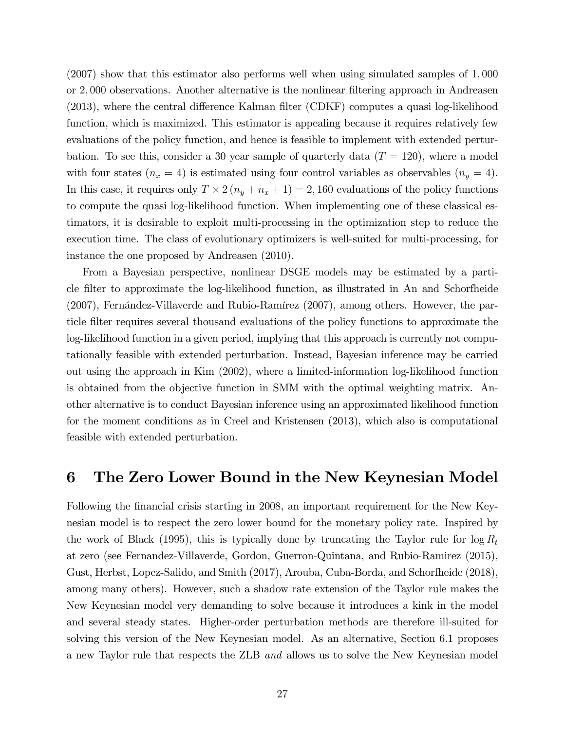(2007) show that this estimator also performs well when using simulated samples of 1,000 or 2,000 observations. Another alternative is the nonlinear filtering approach in Andreasen (2013), where the central difference Kalman filter (CDKF) computes a quasi log-likelihood function, which is maximized. This estimator is appealing because it requires relatively few evaluations of the policy function, and hence is feasible to implement with extended perturbation. To see this, consider a 30 year sample of quarterly data ($T = 120$), where a model with four states ($n_x = 4$) is estimated using four control variables as observables ($n_y = 4$). In this case, it requires only $T \times 2(n_y + n_x + 1) = 2,160$ evaluations of the policy functions to compute the quasi log-likelihood function. When implementing one of these classical estimators, it is desirable to exploit multi-processing in the optimization step to reduce the execution time. The class of evolutionary optimizers is well-suited for multi-processing, for instance the one proposed by Andreasen (2010).

From a Bayesian perspective, nonlinear DSGE models may be estimated by a particle filter to approximate the log-likelihood function, as illustrated in An and Schorfheide (2007), Fernández-Villaverde and Rubio-Ramírez (2007), among others. However, the particle filter requires several thousand evaluations of the policy functions to approximate the log-likelihood function in a given period, implying that this approach is currently not computationally feasible with extended perturbation. Instead, Bayesian inference may be carried out using the approach in Kim (2002), where a limited-information log-likelihood function is obtained from the objective function in SMM with the optimal weighting matrix. Another alternative is to conduct Bayesian inference using an approximated likelihood function for the moment conditions as in Creel and Kristensen (2013), which also is computational feasible with extended perturbation.

# 6 The Zero Lower Bound in the New Keynesian Model

Following the financial crisis starting in 2008, an important requirement for the New Keynesian model is to respect the zero lower bound for the monetary policy rate. Inspired by the work of Black (1995), this is typically done by truncating the Taylor rule for $\log R_t$ at zero (see Fernandez-Villaverde, Gordon, Guerron-Quintana, and Rubio-Ramirez (2015), Gust, Herbst, Lopez-Salido, and Smith (2017), Arouba, Cuba-Borda, and Schorfheide (2018), among many others). However, such a shadow rate extension of the Taylor rule makes the New Keynesian model very demanding to solve because it introduces a kink in the model and several steady states. Higher-order perturbation methods are therefore ill-suited for solving this version of the New Keynesian model. As an alternative, Section 6.1 proposes a new Taylor rule that respects the ZLB *and* allows us to solve the New Keynesian model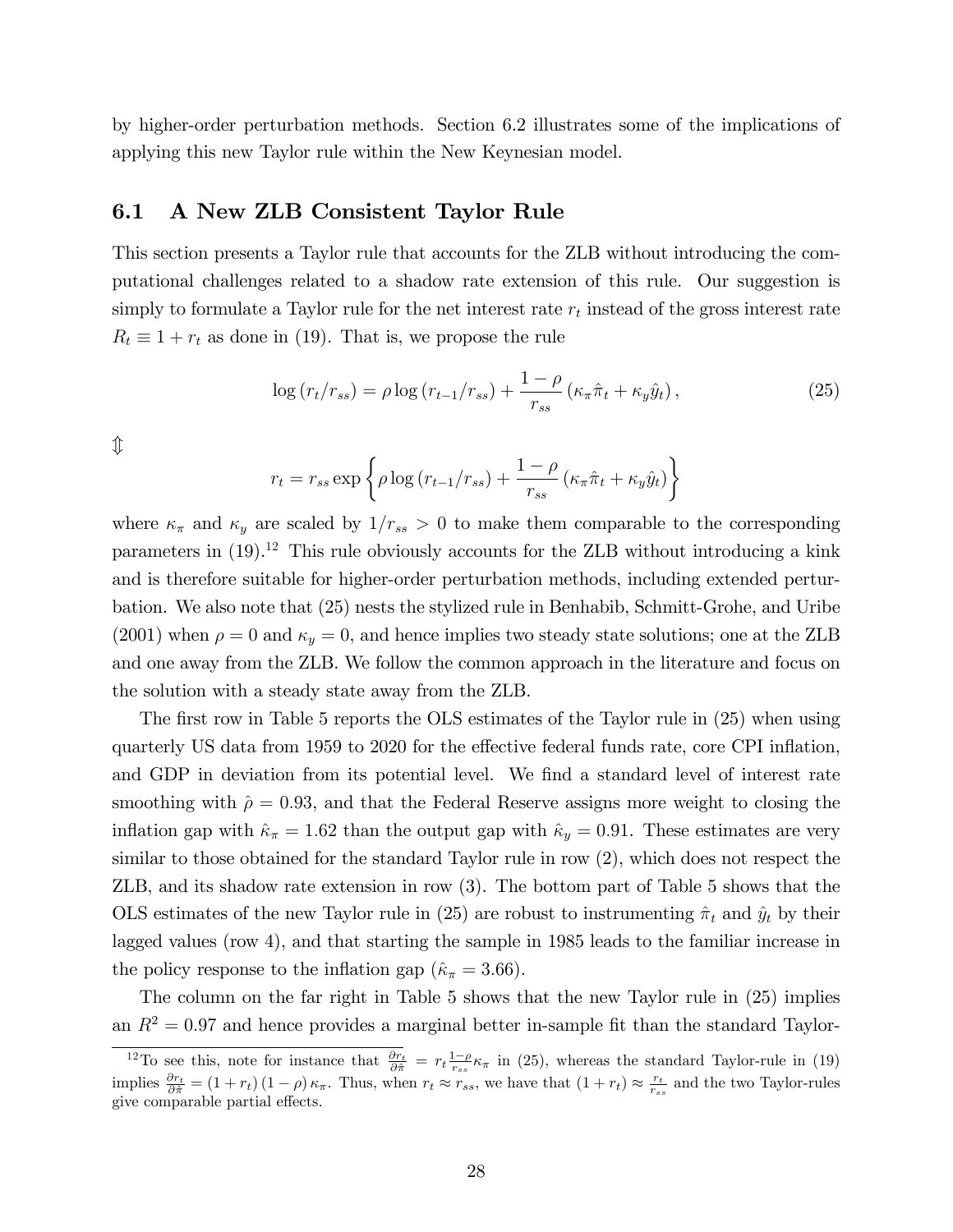by higher-order perturbation methods. Section 6.2 illustrates some of the implications of applying this new Taylor rule within the New Keynesian model.

## 6.1 A New ZLB Consistent Taylor Rule

This section presents a Taylor rule that accounts for the ZLB without introducing the computational challenges related to a shadow rate extension of this rule. Our suggestion is simply to formulate a Taylor rule for the net interest rate $r_t$ instead of the gross interest rate $R_t \equiv 1 + r_t$ as done in (19). That is, we propose the rule

$$\log(r_t/r_{ss}) = \rho \log(r_{t-1}/r_{ss}) + \frac{1-\rho}{r_{ss}}(\kappa_\pi \hat{\pi}_t + \kappa_y \hat{y}_t), \tag{25}$$

$\Updownarrow$

$$r_t = r_{ss} \exp\left\{ \rho \log(r_{t-1}/r_{ss}) + \frac{1-\rho}{r_{ss}}(\kappa_\pi \hat{\pi}_t + \kappa_y \hat{y}_t) \right\}$$

where $\kappa_\pi$ and $\kappa_y$ are scaled by $1/r_{ss} > 0$ to make them comparable to the corresponding parameters in (19).[12] This rule obviously accounts for the ZLB without introducing a kink and is therefore suitable for higher-order perturbation methods, including extended perturbation. We also note that (25) nests the stylized rule in Benhabib, Schmitt-Grohe, and Uribe (2001) when $\rho = 0$ and $\kappa_y = 0$, and hence implies two steady state solutions; one at the ZLB and one away from the ZLB. We follow the common approach in the literature and focus on the solution with a steady state away from the ZLB.

The first row in Table 5 reports the OLS estimates of the Taylor rule in (25) when using quarterly US data from 1959 to 2020 for the effective federal funds rate, core CPI inflation, and GDP in deviation from its potential level. We find a standard level of interest rate smoothing with $\hat{\rho} = 0.93$, and that the Federal Reserve assigns more weight to closing the inflation gap with $\hat{\kappa}_\pi = 1.62$ than the output gap with $\hat{\kappa}_y = 0.91$. These estimates are very similar to those obtained for the standard Taylor rule in row (2), which does not respect the ZLB, and its shadow rate extension in row (3). The bottom part of Table 5 shows that the OLS estimates of the new Taylor rule in (25) are robust to instrumenting $\hat{\pi}_t$ and $\hat{y}_t$ by their lagged values (row 4), and that starting the sample in 1985 leads to the familiar increase in the policy response to the inflation gap ($\hat{\kappa}_\pi = 3.66$).

The column on the far right in Table 5 shows that the new Taylor rule in (25) implies an $R^2 = 0.97$ and hence provides a marginal better in-sample fit than the standard Taylor-

[12] To see this, note for instance that $\frac{\partial r_t}{\partial \hat{\pi}} = r_t \frac{1-\rho}{r_{ss}} \kappa_\pi$ in (25), whereas the standard Taylor-rule in (19) implies $\frac{\partial r_t}{\partial \hat{\pi}} = (1 + r_t)(1-\rho)\kappa_\pi$. Thus, when $r_t \approx r_{ss}$, we have that $(1 + r_t) \approx \frac{r_t}{r_{ss}}$ and the two Taylor-rules give comparable partial effects.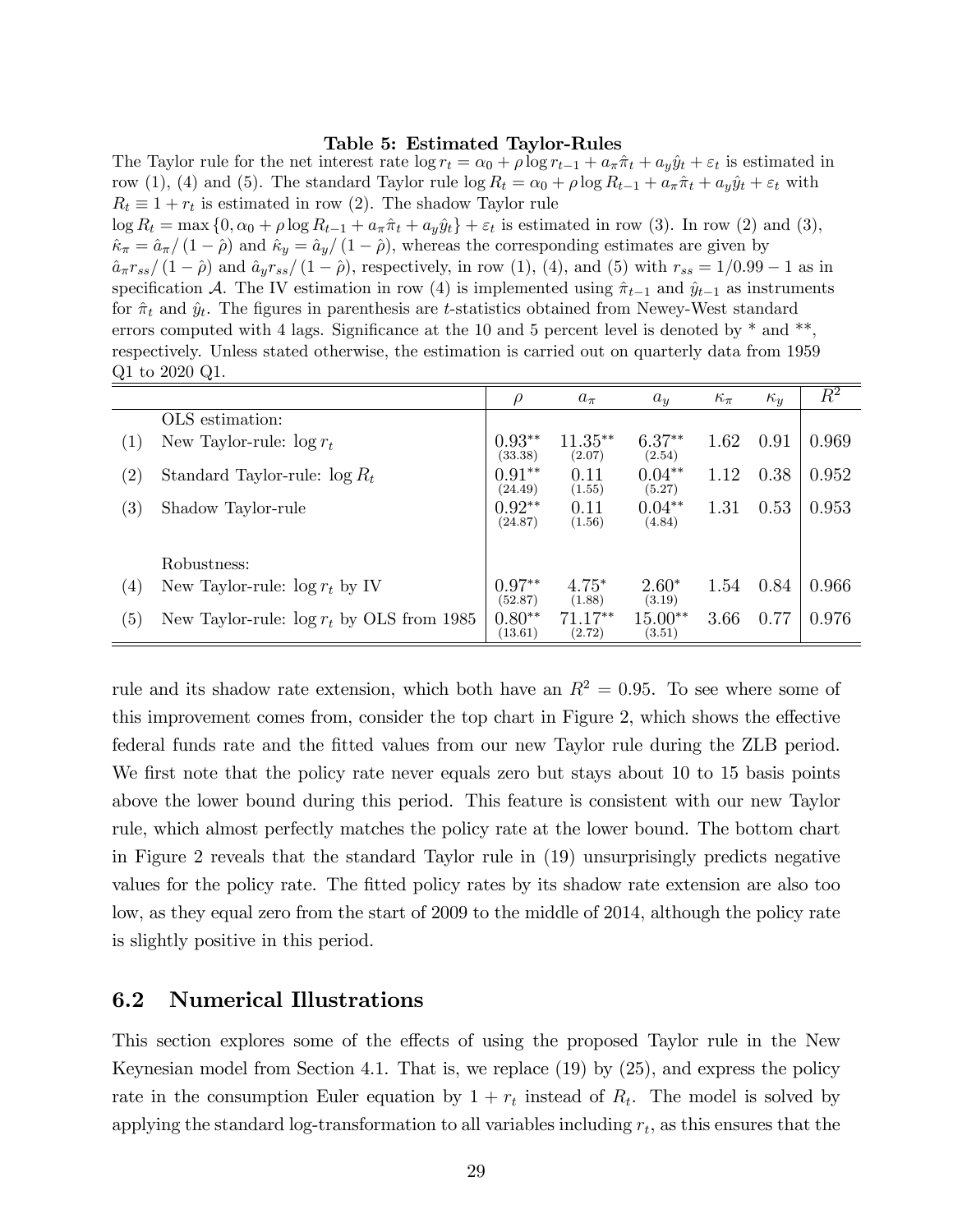**Table 5: Estimated Taylor-Rules**

The Taylor rule for the net interest rate $\log r_t = \alpha_0 + \rho \log r_{t-1} + a_\pi \hat{\pi}_t + a_y \hat{y}_t + \varepsilon_t$ is estimated in row (1), (4) and (5). The standard Taylor rule $\log R_t = \alpha_0 + \rho \log R_{t-1} + a_\pi \hat{\pi}_t + a_y \hat{y}_t + \varepsilon_t$ with $R_t \equiv 1 + r_t$ is estimated in row (2). The shadow Taylor rule $\log R_t = \max \{0, \alpha_0 + \rho \log R_{t-1} + a_\pi \hat{\pi}_t + a_y \hat{y}_t\} + \varepsilon_t$ is estimated in row (3). In row (2) and (3), $\hat{\kappa}_\pi = \hat{a}_\pi / (1 - \hat{\rho})$ and $\hat{\kappa}_y = \hat{a}_y / (1 - \hat{\rho})$, whereas the corresponding estimates are given by $\hat{a}_\pi r_{ss} / (1 - \hat{\rho})$ and $\hat{a}_y r_{ss} / (1 - \hat{\rho})$, respectively, in row (1), (4), and (5) with $r_{ss} = 1/0.99 - 1$ as in specification $\mathcal{A}$. The IV estimation in row (4) is implemented using $\hat{\pi}_{t-1}$ and $\hat{y}_{t-1}$ as instruments for $\hat{\pi}_t$ and $\hat{y}_t$. The figures in parenthesis are $t$-statistics obtained from Newey-West standard errors computed with 4 lags. Significance at the 10 and 5 percent level is denoted by * and **, respectively. Unless stated otherwise, the estimation is carried out on quarterly data from 1959 Q1 to 2020 Q1.

| | | $\rho$ | $a_\pi$ | $a_y$ | $\kappa_\pi$ | $\kappa_y$ | $R^2$ |
|---|---|---|---|---|---|---|---|
| | OLS estimation: | | | | | | |
| (1) | New Taylor-rule: $\log r_t$ | $0.93^{**}$ (33.38) | $11.35^{**}$ (2.07) | $6.37^{**}$ (2.54) | 1.62 | 0.91 | 0.969 |
| (2) | Standard Taylor-rule: $\log R_t$ | $0.91^{**}$ (24.49) | 0.11 (1.55) | $0.04^{**}$ (5.27) | 1.12 | 0.38 | 0.952 |
| (3) | Shadow Taylor-rule | $0.92^{**}$ (24.87) | 0.11 (1.56) | $0.04^{**}$ (4.84) | 1.31 | 0.53 | 0.953 |
| | Robustness: | | | | | | |
| (4) | New Taylor-rule: $\log r_t$ by IV | $0.97^{**}$ (52.87) | $4.75^{*}$ (1.88) | $2.60^{*}$ (3.19) | 1.54 | 0.84 | 0.966 |
| (5) | New Taylor-rule: $\log r_t$ by OLS from 1985 | $0.80^{**}$ (13.61) | $71.17^{**}$ (2.72) | $15.00^{**}$ (3.51) | 3.66 | 0.77 | 0.976 |

rule and its shadow rate extension, which both have an $R^2 = 0.95$. To see where some of this improvement comes from, consider the top chart in Figure 2, which shows the effective federal funds rate and the fitted values from our new Taylor rule during the ZLB period. We first note that the policy rate never equals zero but stays about 10 to 15 basis points above the lower bound during this period. This feature is consistent with our new Taylor rule, which almost perfectly matches the policy rate at the lower bound. The bottom chart in Figure 2 reveals that the standard Taylor rule in (19) unsurprisingly predicts negative values for the policy rate. The fitted policy rates by its shadow rate extension are also too low, as they equal zero from the start of 2009 to the middle of 2014, although the policy rate is slightly positive in this period.

## 6.2 Numerical Illustrations

This section explores some of the effects of using the proposed Taylor rule in the New Keynesian model from Section 4.1. That is, we replace (19) by (25), and express the policy rate in the consumption Euler equation by $1 + r_t$ instead of $R_t$. The model is solved by applying the standard log-transformation to all variables including $r_t$, as this ensures that the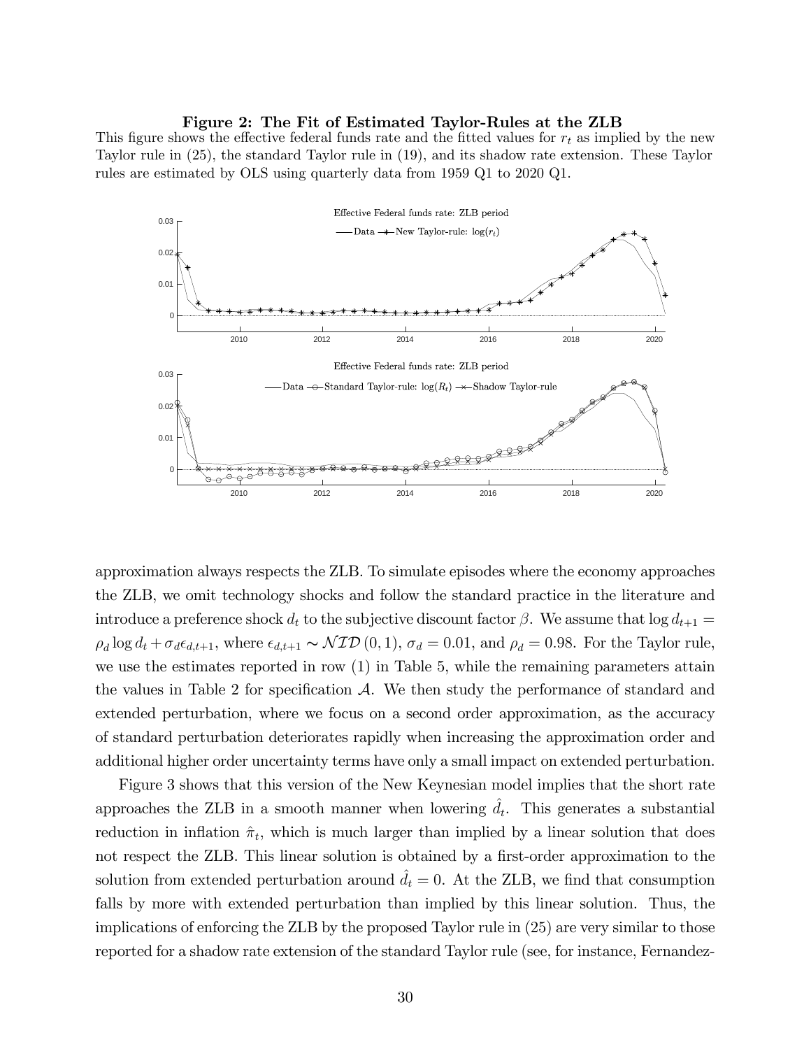**Figure 2: The Fit of Estimated Taylor-Rules at the ZLB**

This figure shows the effective federal funds rate and the fitted values for $r_t$ as implied by the new Taylor rule in (25), the standard Taylor rule in (19), and its shadow rate extension. These Taylor rules are estimated by OLS using quarterly data from 1959 Q1 to 2020 Q1.

approximation always respects the ZLB. To simulate episodes where the economy approaches the ZLB, we omit technology shocks and follow the standard practice in the literature and introduce a preference shock $d_t$ to the subjective discount factor $\beta$. We assume that $\log d_{t+1} = \rho_d \log d_t + \sigma_d \epsilon_{d,t+1}$, where $\epsilon_{d,t+1} \sim \mathcal{NID}(0,1)$, $\sigma_d = 0.01$, and $\rho_d = 0.98$. For the Taylor rule, we use the estimates reported in row (1) in Table 5, while the remaining parameters attain the values in Table 2 for specification $\mathcal{A}$. We then study the performance of standard and extended perturbation, where we focus on a second order approximation, as the accuracy of standard perturbation deteriorates rapidly when increasing the approximation order and additional higher order uncertainty terms have only a small impact on extended perturbation.

Figure 3 shows that this version of the New Keynesian model implies that the short rate approaches the ZLB in a smooth manner when lowering $\hat{d}_t$. This generates a substantial reduction in inflation $\hat{\pi}_t$, which is much larger than implied by a linear solution that does not respect the ZLB. This linear solution is obtained by a first-order approximation to the solution from extended perturbation around $\hat{d}_t = 0$. At the ZLB, we find that consumption falls by more with extended perturbation than implied by this linear solution. Thus, the implications of enforcing the ZLB by the proposed Taylor rule in (25) are very similar to those reported for a shadow rate extension of the standard Taylor rule (see, for instance, Fernandez-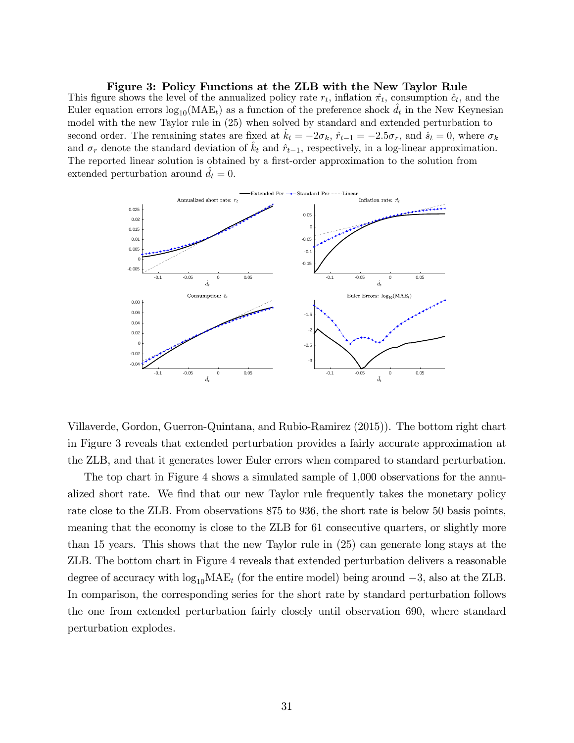**Figure 3: Policy Functions at the ZLB with the New Taylor Rule**

This figure shows the level of the annualized policy rate $r_t$, inflation $\hat{\pi}_t$, consumption $\hat{c}_t$, and the Euler equation errors $\log_{10}(\text{MAE}_t)$ as a function of the preference shock $\hat{d}_t$ in the New Keynesian model with the new Taylor rule in (25) when solved by standard and extended perturbation to second order. The remaining states are fixed at $\hat{k}_t = -2\sigma_k$, $\hat{r}_{t-1} = -2.5\sigma_r$, and $\hat{s}_t = 0$, where $\sigma_k$ and $\sigma_r$ denote the standard deviation of $\hat{k}_t$ and $\hat{r}_{t-1}$, respectively, in a log-linear approximation. The reported linear solution is obtained by a first-order approximation to the solution from extended perturbation around $\hat{d}_t = 0$.

Villaverde, Gordon, Guerron-Quintana, and Rubio-Ramirez (2015)). The bottom right chart in Figure 3 reveals that extended perturbation provides a fairly accurate approximation at the ZLB, and that it generates lower Euler errors when compared to standard perturbation.

The top chart in Figure 4 shows a simulated sample of 1,000 observations for the annualized short rate. We find that our new Taylor rule frequently takes the monetary policy rate close to the ZLB. From observations 875 to 936, the short rate is below 50 basis points, meaning that the economy is close to the ZLB for 61 consecutive quarters, or slightly more than 15 years. This shows that the new Taylor rule in (25) can generate long stays at the ZLB. The bottom chart in Figure 4 reveals that extended perturbation delivers a reasonable degree of accuracy with $\log_{10}\text{MAE}_t$ (for the entire model) being around $-3$, also at the ZLB. In comparison, the corresponding series for the short rate by standard perturbation follows the one from extended perturbation fairly closely until observation 690, where standard perturbation explodes.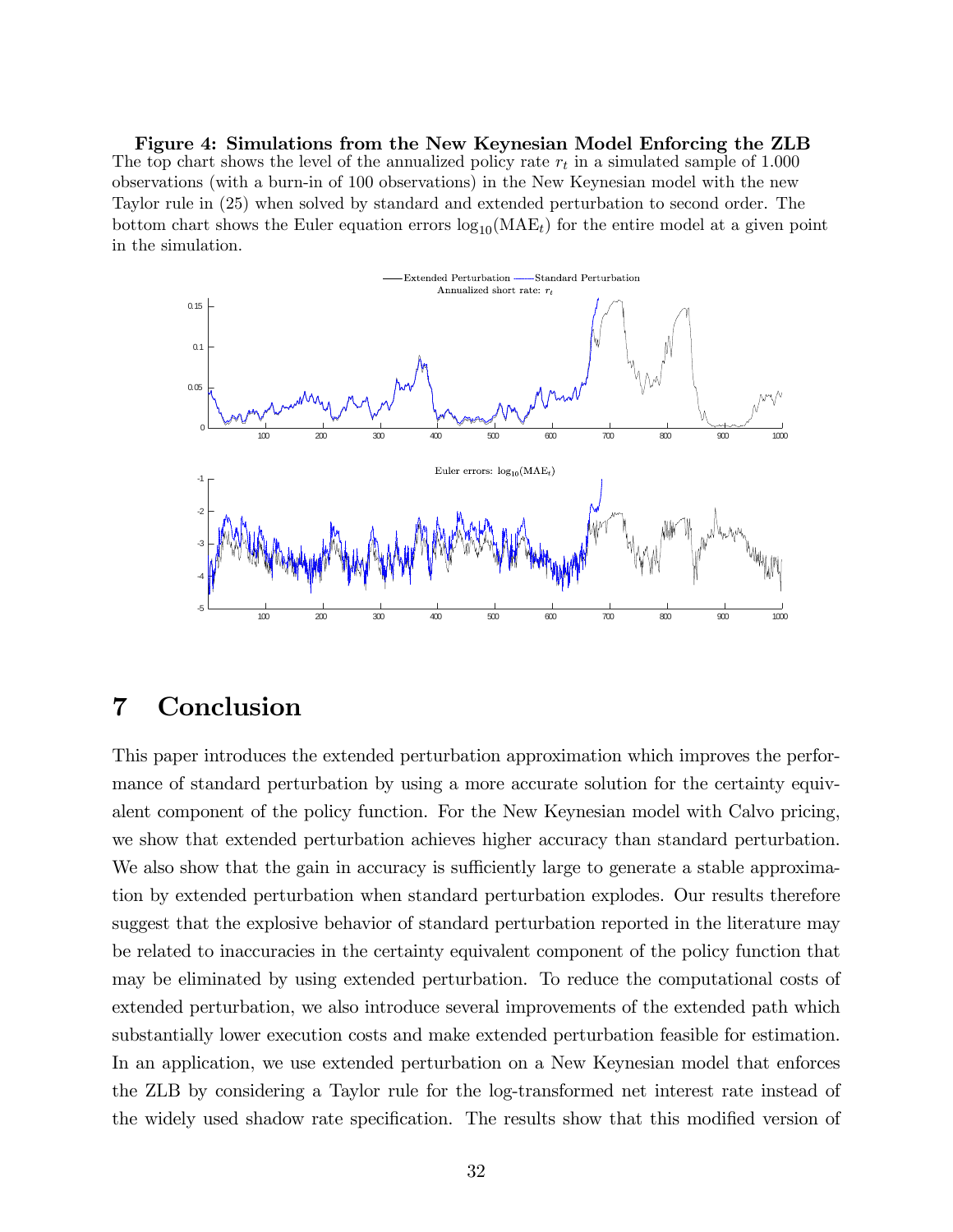**Figure 4: Simulations from the New Keynesian Model Enforcing the ZLB**
The top chart shows the level of the annualized policy rate $r_t$ in a simulated sample of 1.000 observations (with a burn-in of 100 observations) in the New Keynesian model with the new Taylor rule in (25) when solved by standard and extended perturbation to second order. The bottom chart shows the Euler equation errors $\log_{10}(\text{MAE}_t)$ for the entire model at a given point in the simulation.

# 7 Conclusion

This paper introduces the extended perturbation approximation which improves the performance of standard perturbation by using a more accurate solution for the certainty equivalent component of the policy function. For the New Keynesian model with Calvo pricing, we show that extended perturbation achieves higher accuracy than standard perturbation. We also show that the gain in accuracy is sufficiently large to generate a stable approximation by extended perturbation when standard perturbation explodes. Our results therefore suggest that the explosive behavior of standard perturbation reported in the literature may be related to inaccuracies in the certainty equivalent component of the policy function that may be eliminated by using extended perturbation. To reduce the computational costs of extended perturbation, we also introduce several improvements of the extended path which substantially lower execution costs and make extended perturbation feasible for estimation. In an application, we use extended perturbation on a New Keynesian model that enforces the ZLB by considering a Taylor rule for the log-transformed net interest rate instead of the widely used shadow rate specification. The results show that this modified version of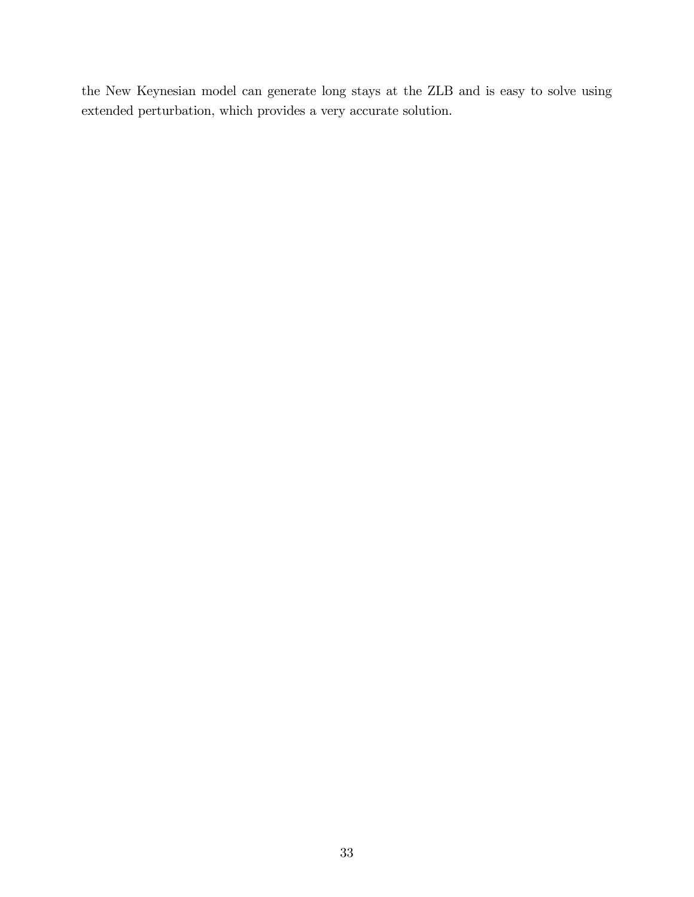the New Keynesian model can generate long stays at the ZLB and is easy to solve using extended perturbation, which provides a very accurate solution.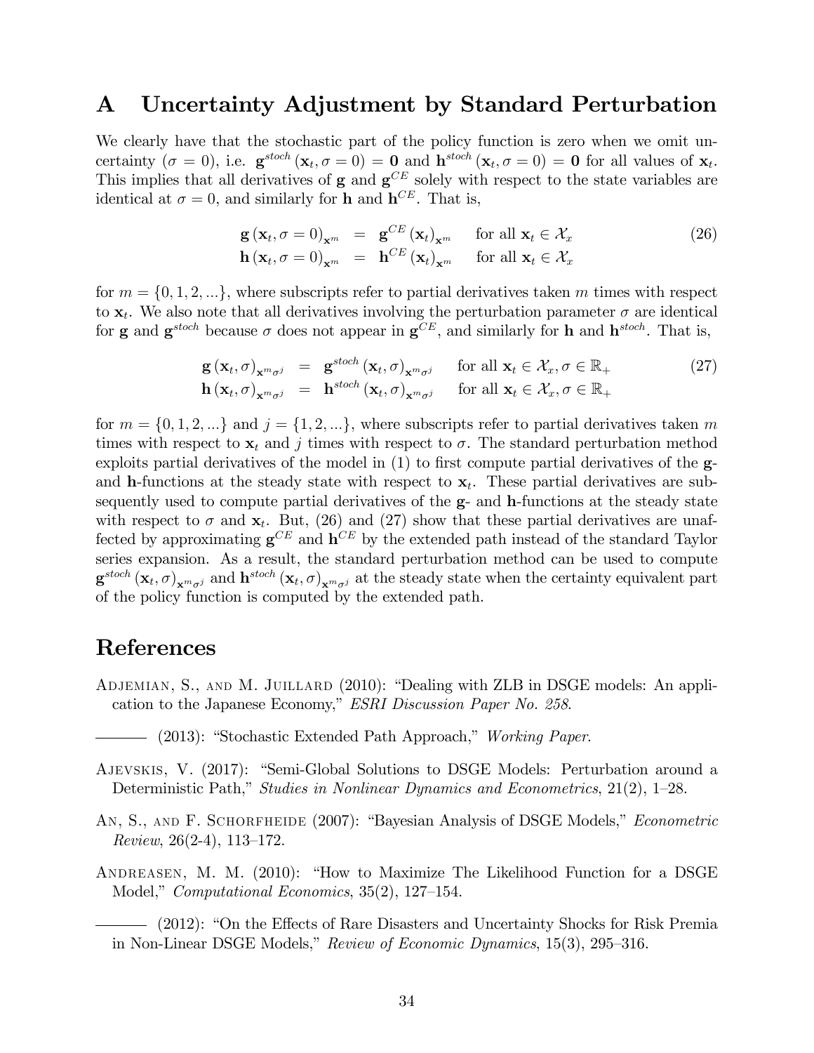# A Uncertainty Adjustment by Standard Perturbation

We clearly have that the stochastic part of the policy function is zero when we omit uncertainty ($\sigma = 0$), i.e. $\mathbf{g}^{stoch}(\mathbf{x}_t, \sigma = 0) = \mathbf{0}$ and $\mathbf{h}^{stoch}(\mathbf{x}_t, \sigma = 0) = \mathbf{0}$ for all values of $\mathbf{x}_t$. This implies that all derivatives of $\mathbf{g}$ and $\mathbf{g}^{CE}$ solely with respect to the state variables are identical at $\sigma = 0$, and similarly for $\mathbf{h}$ and $\mathbf{h}^{CE}$. That is,

$$
\begin{aligned}
\mathbf{g}(\mathbf{x}_t, \sigma = 0)_{\mathbf{x}^m} &= \mathbf{g}^{CE}(\mathbf{x}_t)_{\mathbf{x}^m} \quad \text{for all } \mathbf{x}_t \in \mathcal{X}_x \\
\mathbf{h}(\mathbf{x}_t, \sigma = 0)_{\mathbf{x}^m} &= \mathbf{h}^{CE}(\mathbf{x}_t)_{\mathbf{x}^m} \quad \text{for all } \mathbf{x}_t \in \mathcal{X}_x
\end{aligned}
\tag{26}
$$

for $m = \{0, 1, 2, ...\}$, where subscripts refer to partial derivatives taken $m$ times with respect to $\mathbf{x}_t$. We also note that all derivatives involving the perturbation parameter $\sigma$ are identical for $\mathbf{g}$ and $\mathbf{g}^{stoch}$ because $\sigma$ does not appear in $\mathbf{g}^{CE}$, and similarly for $\mathbf{h}$ and $\mathbf{h}^{stoch}$. That is,

$$
\begin{aligned}
\mathbf{g}(\mathbf{x}_t, \sigma)_{\mathbf{x}^m\sigma^j} &= \mathbf{g}^{stoch}(\mathbf{x}_t, \sigma)_{\mathbf{x}^m\sigma^j} \quad \text{for all } \mathbf{x}_t \in \mathcal{X}_x, \sigma \in \mathbb{R}_+ \\
\mathbf{h}(\mathbf{x}_t, \sigma)_{\mathbf{x}^m\sigma^j} &= \mathbf{h}^{stoch}(\mathbf{x}_t, \sigma)_{\mathbf{x}^m\sigma^j} \quad \text{for all } \mathbf{x}_t \in \mathcal{X}_x, \sigma \in \mathbb{R}_+
\end{aligned}
\tag{27}
$$

for $m = \{0, 1, 2, ...\}$ and $j = \{1, 2, ...\}$, where subscripts refer to partial derivatives taken $m$ times with respect to $\mathbf{x}_t$ and $j$ times with respect to $\sigma$. The standard perturbation method exploits partial derivatives of the model in (1) to first compute partial derivatives of the $\mathbf{g}$- and $\mathbf{h}$-functions at the steady state with respect to $\mathbf{x}_t$. These partial derivatives are subsequently used to compute partial derivatives of the $\mathbf{g}$- and $\mathbf{h}$-functions at the steady state with respect to $\sigma$ and $\mathbf{x}_t$. But, (26) and (27) show that these partial derivatives are unaffected by approximating $\mathbf{g}^{CE}$ and $\mathbf{h}^{CE}$ by the extended path instead of the standard Taylor series expansion. As a result, the standard perturbation method can be used to compute $\mathbf{g}^{stoch}(\mathbf{x}_t, \sigma)_{\mathbf{x}^m\sigma^j}$ and $\mathbf{h}^{stoch}(\mathbf{x}_t, \sigma)_{\mathbf{x}^m\sigma^j}$ at the steady state when the certainty equivalent part of the policy function is computed by the extended path.

# References

Adjemian, S., and M. Juillard (2010): "Dealing with ZLB in DSGE models: An application to the Japanese Economy," *ESRI Discussion Paper No. 258*.

——— (2013): "Stochastic Extended Path Approach," *Working Paper*.

Ajevskis, V. (2017): "Semi-Global Solutions to DSGE Models: Perturbation around a Deterministic Path," *Studies in Nonlinear Dynamics and Econometrics*, 21(2), 1–28.

An, S., and F. Schorfheide (2007): "Bayesian Analysis of DSGE Models," *Econometric Review*, 26(2-4), 113–172.

Andreasen, M. M. (2010): "How to Maximize The Likelihood Function for a DSGE Model," *Computational Economics*, 35(2), 127–154.

——— (2012): "On the Effects of Rare Disasters and Uncertainty Shocks for Risk Premia in Non-Linear DSGE Models," *Review of Economic Dynamics*, 15(3), 295–316.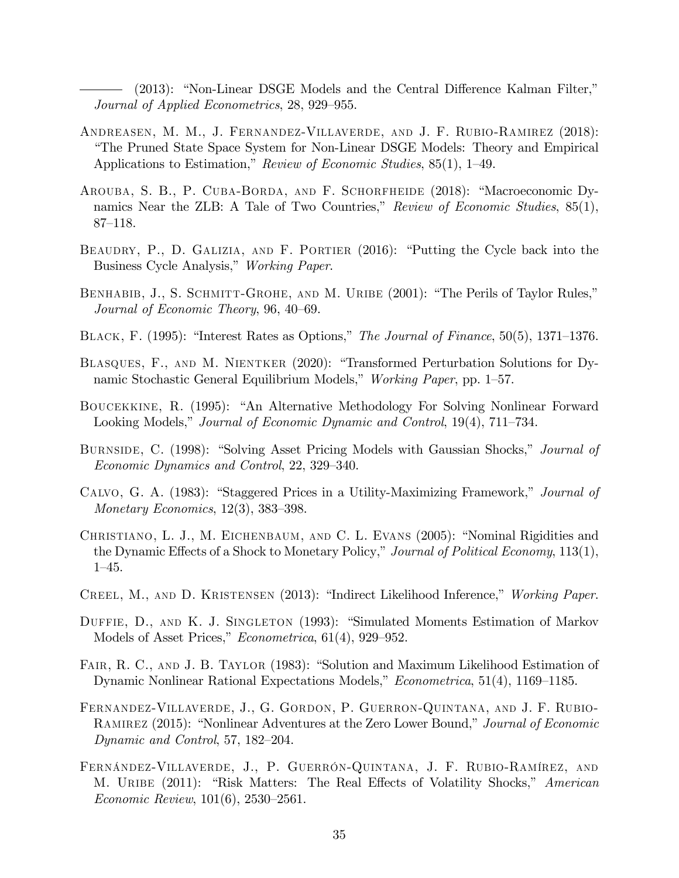——— (2013): "Non-Linear DSGE Models and the Central Difference Kalman Filter," *Journal of Applied Econometrics*, 28, 929–955.

Andreasen, M. M., J. Fernandez-Villaverde, and J. F. Rubio-Ramirez (2018): "The Pruned State Space System for Non-Linear DSGE Models: Theory and Empirical Applications to Estimation," *Review of Economic Studies*, 85(1), 1–49.

Arouba, S. B., P. Cuba-Borda, and F. Schorfheide (2018): "Macroeconomic Dynamics Near the ZLB: A Tale of Two Countries," *Review of Economic Studies*, 85(1), 87–118.

Beaudry, P., D. Galizia, and F. Portier (2016): "Putting the Cycle back into the Business Cycle Analysis," *Working Paper*.

Benhabib, J., S. Schmitt-Grohe, and M. Uribe (2001): "The Perils of Taylor Rules," *Journal of Economic Theory*, 96, 40–69.

Black, F. (1995): "Interest Rates as Options," *The Journal of Finance*, 50(5), 1371–1376.

Blasques, F., and M. Nientker (2020): "Transformed Perturbation Solutions for Dynamic Stochastic General Equilibrium Models," *Working Paper*, pp. 1–57.

Boucekkine, R. (1995): "An Alternative Methodology For Solving Nonlinear Forward Looking Models," *Journal of Economic Dynamic and Control*, 19(4), 711–734.

Burnside, C. (1998): "Solving Asset Pricing Models with Gaussian Shocks," *Journal of Economic Dynamics and Control*, 22, 329–340.

Calvo, G. A. (1983): "Staggered Prices in a Utility-Maximizing Framework," *Journal of Monetary Economics*, 12(3), 383–398.

Christiano, L. J., M. Eichenbaum, and C. L. Evans (2005): "Nominal Rigidities and the Dynamic Effects of a Shock to Monetary Policy," *Journal of Political Economy*, 113(1), 1–45.

Creel, M., and D. Kristensen (2013): "Indirect Likelihood Inference," *Working Paper*.

Duffie, D., and K. J. Singleton (1993): "Simulated Moments Estimation of Markov Models of Asset Prices," *Econometrica*, 61(4), 929–952.

Fair, R. C., and J. B. Taylor (1983): "Solution and Maximum Likelihood Estimation of Dynamic Nonlinear Rational Expectations Models," *Econometrica*, 51(4), 1169–1185.

Fernandez-Villaverde, J., G. Gordon, P. Guerron-Quintana, and J. F. Rubio-Ramirez (2015): "Nonlinear Adventures at the Zero Lower Bound," *Journal of Economic Dynamic and Control*, 57, 182–204.

Fernández-Villaverde, J., P. Guerrón-Quintana, J. F. Rubio-Ramírez, and M. Uribe (2011): "Risk Matters: The Real Effects of Volatility Shocks," *American Economic Review*, 101(6), 2530–2561.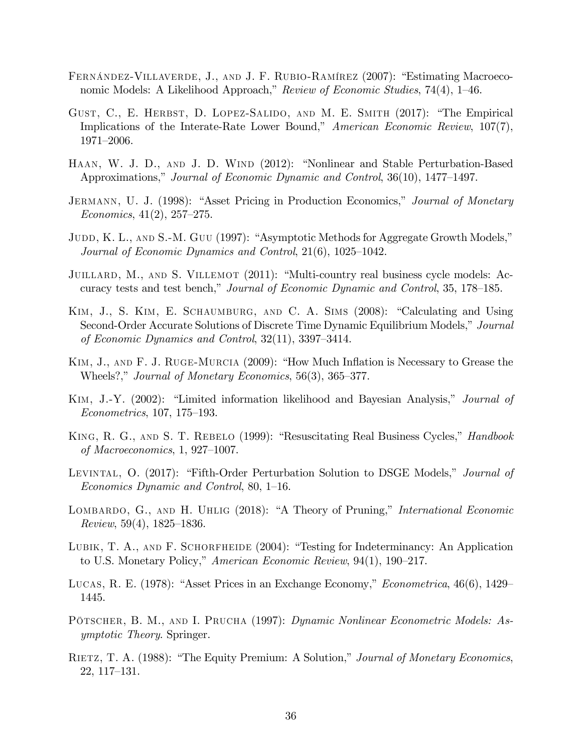Fernández-Villaverde, J., and J. F. Rubio-Ramírez (2007): "Estimating Macroeconomic Models: A Likelihood Approach," *Review of Economic Studies*, 74(4), 1–46.

Gust, C., E. Herbst, D. Lopez-Salido, and M. E. Smith (2017): "The Empirical Implications of the Interate-Rate Lower Bound," *American Economic Review*, 107(7), 1971–2006.

Haan, W. J. D., and J. D. Wind (2012): "Nonlinear and Stable Perturbation-Based Approximations," *Journal of Economic Dynamic and Control*, 36(10), 1477–1497.

Jermann, U. J. (1998): "Asset Pricing in Production Economics," *Journal of Monetary Economics*, 41(2), 257–275.

Judd, K. L., and S.-M. Guu (1997): "Asymptotic Methods for Aggregate Growth Models," *Journal of Economic Dynamics and Control*, 21(6), 1025–1042.

Juillard, M., and S. Villemot (2011): "Multi-country real business cycle models: Accuracy tests and test bench," *Journal of Economic Dynamic and Control*, 35, 178–185.

Kim, J., S. Kim, E. Schaumburg, and C. A. Sims (2008): "Calculating and Using Second-Order Accurate Solutions of Discrete Time Dynamic Equilibrium Models," *Journal of Economic Dynamics and Control*, 32(11), 3397–3414.

Kim, J., and F. J. Ruge-Murcia (2009): "How Much Inflation is Necessary to Grease the Wheels?," *Journal of Monetary Economics*, 56(3), 365–377.

Kim, J.-Y. (2002): "Limited information likelihood and Bayesian Analysis," *Journal of Econometrics*, 107, 175–193.

King, R. G., and S. T. Rebelo (1999): "Resuscitating Real Business Cycles," *Handbook of Macroeconomics*, 1, 927–1007.

Levintal, O. (2017): "Fifth-Order Perturbation Solution to DSGE Models," *Journal of Economics Dynamic and Control*, 80, 1–16.

Lombardo, G., and H. Uhlig (2018): "A Theory of Pruning," *International Economic Review*, 59(4), 1825–1836.

Lubik, T. A., and F. Schorfheide (2004): "Testing for Indeterminancy: An Application to U.S. Monetary Policy," *American Economic Review*, 94(1), 190–217.

Lucas, R. E. (1978): "Asset Prices in an Exchange Economy," *Econometrica*, 46(6), 1429–1445.

Pötscher, B. M., and I. Prucha (1997): *Dynamic Nonlinear Econometric Models: Asymptotic Theory*. Springer.

Rietz, T. A. (1988): "The Equity Premium: A Solution," *Journal of Monetary Economics*, 22, 117–131.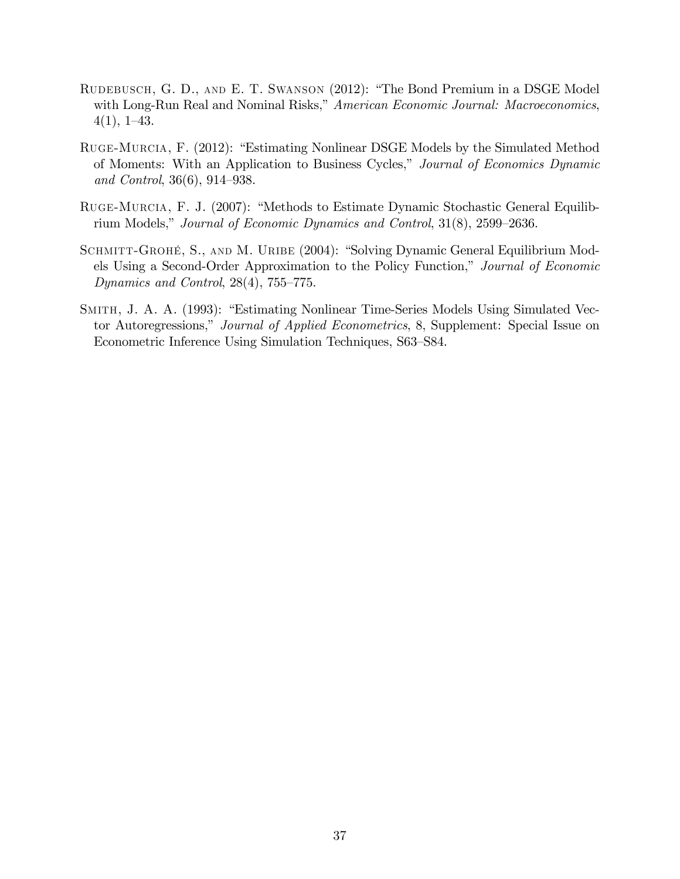Rudebusch, G. D., and E. T. Swanson (2012): "The Bond Premium in a DSGE Model with Long-Run Real and Nominal Risks," *American Economic Journal: Macroeconomics*, 4(1), 1–43.

Ruge-Murcia, F. (2012): "Estimating Nonlinear DSGE Models by the Simulated Method of Moments: With an Application to Business Cycles," *Journal of Economics Dynamic and Control*, 36(6), 914–938.

Ruge-Murcia, F. J. (2007): "Methods to Estimate Dynamic Stochastic General Equilibrium Models," *Journal of Economic Dynamics and Control*, 31(8), 2599–2636.

Schmitt-Grohé, S., and M. Uribe (2004): "Solving Dynamic General Equilibrium Models Using a Second-Order Approximation to the Policy Function," *Journal of Economic Dynamics and Control*, 28(4), 755–775.

Smith, J. A. A. (1993): "Estimating Nonlinear Time-Series Models Using Simulated Vector Autoregressions," *Journal of Applied Econometrics*, 8, Supplement: Special Issue on Econometric Inference Using Simulation Techniques, S63–S84.